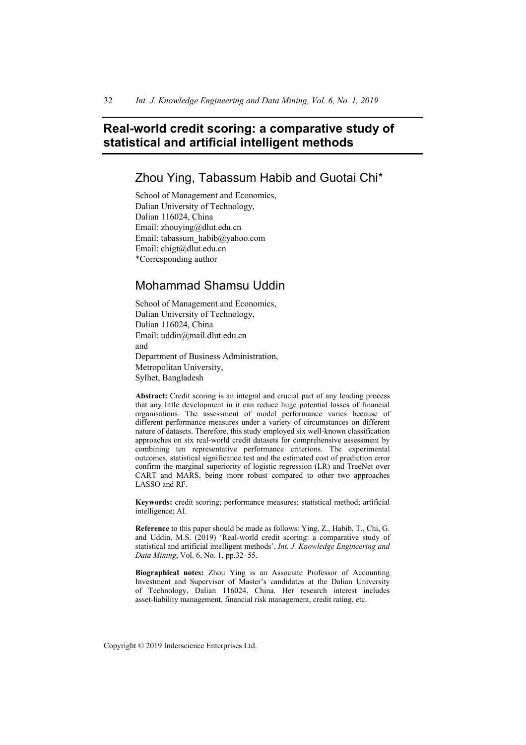# Real-world credit scoring: a comparative study of statistical and artificial intelligent methods

## Zhou Ying, Tabassum Habib and Guotai Chi*

School of Management and Economics,
Dalian University of Technology,
Dalian 116024, China
Email: zhouying@dlut.edu.cn
Email: tabassum_habib@yahoo.com
Email: chigt@dlut.edu.cn
*Corresponding author

## Mohammad Shamsu Uddin

School of Management and Economics,
Dalian University of Technology,
Dalian 116024, China
Email: uddin@mail.dlut.edu.cn
and
Department of Business Administration,
Metropolitan University,
Sylhet, Bangladesh

**Abstract:** Credit scoring is an integral and crucial part of any lending process that any little development in it can reduce huge potential losses of financial organisations. The assessment of model performance varies because of different performance measures under a variety of circumstances on different nature of datasets. Therefore, this study employed six well-known classification approaches on six real-world credit datasets for comprehensive assessment by combining ten representative performance criterions. The experimental outcomes, statistical significance test and the estimated cost of prediction error confirm the marginal superiority of logistic regression (LR) and TreeNet over CART and MARS, being more robust compared to other two approaches LASSO and RF.

**Keywords:** credit scoring; performance measures; statistical method; artificial intelligence; AI.

**Reference** to this paper should be made as follows: Ying, Z., Habib, T., Chi, G. and Uddin, M.S. (2019) 'Real-world credit scoring: a comparative study of statistical and artificial intelligent methods', *Int. J. Knowledge Engineering and Data Mining*, Vol. 6, No. 1, pp.32–55.

**Biographical notes:** Zhou Ying is an Associate Professor of Accounting Investment and Supervisor of Master's candidates at the Dalian University of Technology, Dalian 116024, China. Her research interest includes asset-liability management, financial risk management, credit rating, etc.

Copyright © 2019 Inderscience Enterprises Ltd.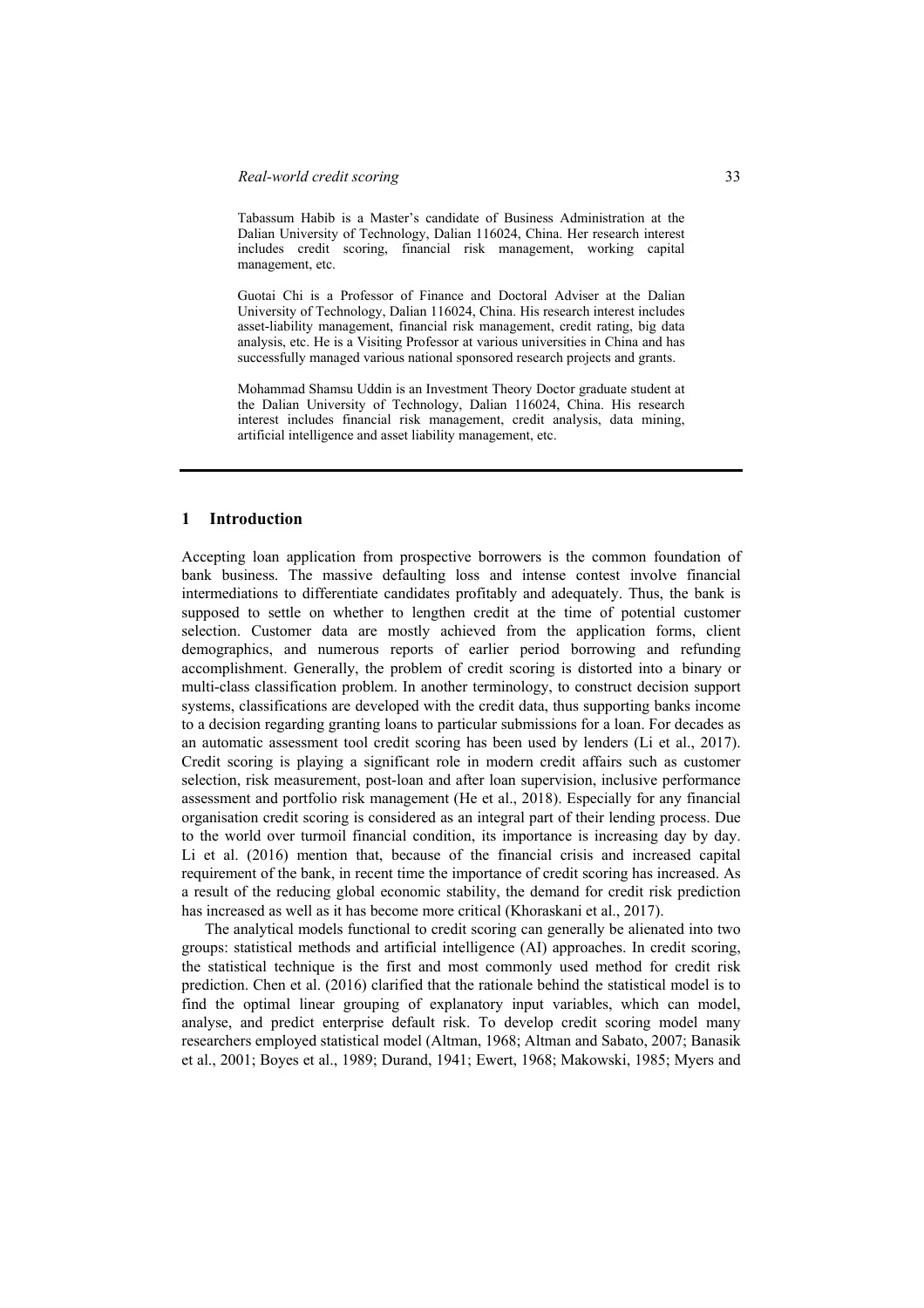Tabassum Habib is a Master's candidate of Business Administration at the Dalian University of Technology, Dalian 116024, China. Her research interest includes credit scoring, financial risk management, working capital management, etc.

Guotai Chi is a Professor of Finance and Doctoral Adviser at the Dalian University of Technology, Dalian 116024, China. His research interest includes asset-liability management, financial risk management, credit rating, big data analysis, etc. He is a Visiting Professor at various universities in China and has successfully managed various national sponsored research projects and grants.

Mohammad Shamsu Uddin is an Investment Theory Doctor graduate student at the Dalian University of Technology, Dalian 116024, China. His research interest includes financial risk management, credit analysis, data mining, artificial intelligence and asset liability management, etc.

## 1 Introduction

Accepting loan application from prospective borrowers is the common foundation of bank business. The massive defaulting loss and intense contest involve financial intermediations to differentiate candidates profitably and adequately. Thus, the bank is supposed to settle on whether to lengthen credit at the time of potential customer selection. Customer data are mostly achieved from the application forms, client demographics, and numerous reports of earlier period borrowing and refunding accomplishment. Generally, the problem of credit scoring is distorted into a binary or multi-class classification problem. In another terminology, to construct decision support systems, classifications are developed with the credit data, thus supporting banks income to a decision regarding granting loans to particular submissions for a loan. For decades as an automatic assessment tool credit scoring has been used by lenders (Li et al., 2017). Credit scoring is playing a significant role in modern credit affairs such as customer selection, risk measurement, post-loan and after loan supervision, inclusive performance assessment and portfolio risk management (He et al., 2018). Especially for any financial organisation credit scoring is considered as an integral part of their lending process. Due to the world over turmoil financial condition, its importance is increasing day by day. Li et al. (2016) mention that, because of the financial crisis and increased capital requirement of the bank, in recent time the importance of credit scoring has increased. As a result of the reducing global economic stability, the demand for credit risk prediction has increased as well as it has become more critical (Khoraskani et al., 2017).

The analytical models functional to credit scoring can generally be alienated into two groups: statistical methods and artificial intelligence (AI) approaches. In credit scoring, the statistical technique is the first and most commonly used method for credit risk prediction. Chen et al. (2016) clarified that the rationale behind the statistical model is to find the optimal linear grouping of explanatory input variables, which can model, analyse, and predict enterprise default risk. To develop credit scoring model many researchers employed statistical model (Altman, 1968; Altman and Sabato, 2007; Banasik et al., 2001; Boyes et al., 1989; Durand, 1941; Ewert, 1968; Makowski, 1985; Myers and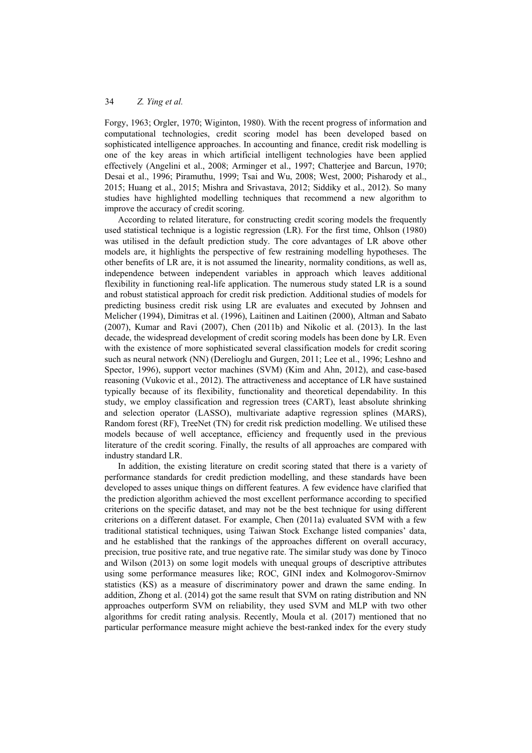Forgy, 1963; Orgler, 1970; Wiginton, 1980). With the recent progress of information and computational technologies, credit scoring model has been developed based on sophisticated intelligence approaches. In accounting and finance, credit risk modelling is one of the key areas in which artificial intelligent technologies have been applied effectively (Angelini et al., 2008; Arminger et al., 1997; Chatterjee and Barcun, 1970; Desai et al., 1996; Piramuthu, 1999; Tsai and Wu, 2008; West, 2000; Pisharody et al., 2015; Huang et al., 2015; Mishra and Srivastava, 2012; Siddiky et al., 2012). So many studies have highlighted modelling techniques that recommend a new algorithm to improve the accuracy of credit scoring.

According to related literature, for constructing credit scoring models the frequently used statistical technique is a logistic regression (LR). For the first time, Ohlson (1980) was utilised in the default prediction study. The core advantages of LR above other models are, it highlights the perspective of few restraining modelling hypotheses. The other benefits of LR are, it is not assumed the linearity, normality conditions, as well as, independence between independent variables in approach which leaves additional flexibility in functioning real-life application. The numerous study stated LR is a sound and robust statistical approach for credit risk prediction. Additional studies of models for predicting business credit risk using LR are evaluates and executed by Johnsen and Melicher (1994), Dimitras et al. (1996), Laitinen and Laitinen (2000), Altman and Sabato (2007), Kumar and Ravi (2007), Chen (2011b) and Nikolic et al. (2013). In the last decade, the widespread development of credit scoring models has been done by LR. Even with the existence of more sophisticated several classification models for credit scoring such as neural network (NN) (Derelioglu and Gurgen, 2011; Lee et al., 1996; Leshno and Spector, 1996), support vector machines (SVM) (Kim and Ahn, 2012), and case-based reasoning (Vukovic et al., 2012). The attractiveness and acceptance of LR have sustained typically because of its flexibility, functionality and theoretical dependability. In this study, we employ classification and regression trees (CART), least absolute shrinking and selection operator (LASSO), multivariate adaptive regression splines (MARS), Random forest (RF), TreeNet (TN) for credit risk prediction modelling. We utilised these models because of well acceptance, efficiency and frequently used in the previous literature of the credit scoring. Finally, the results of all approaches are compared with industry standard LR.

In addition, the existing literature on credit scoring stated that there is a variety of performance standards for credit prediction modelling, and these standards have been developed to asses unique things on different features. A few evidence have clarified that the prediction algorithm achieved the most excellent performance according to specified criterions on the specific dataset, and may not be the best technique for using different criterions on a different dataset. For example, Chen (2011a) evaluated SVM with a few traditional statistical techniques, using Taiwan Stock Exchange listed companies' data, and he established that the rankings of the approaches different on overall accuracy, precision, true positive rate, and true negative rate. The similar study was done by Tinoco and Wilson (2013) on some logit models with unequal groups of descriptive attributes using some performance measures like; ROC, GINI index and Kolmogorov-Smirnov statistics (KS) as a measure of discriminatory power and drawn the same ending. In addition, Zhong et al. (2014) got the same result that SVM on rating distribution and NN approaches outperform SVM on reliability, they used SVM and MLP with two other algorithms for credit rating analysis. Recently, Moula et al. (2017) mentioned that no particular performance measure might achieve the best-ranked index for the every study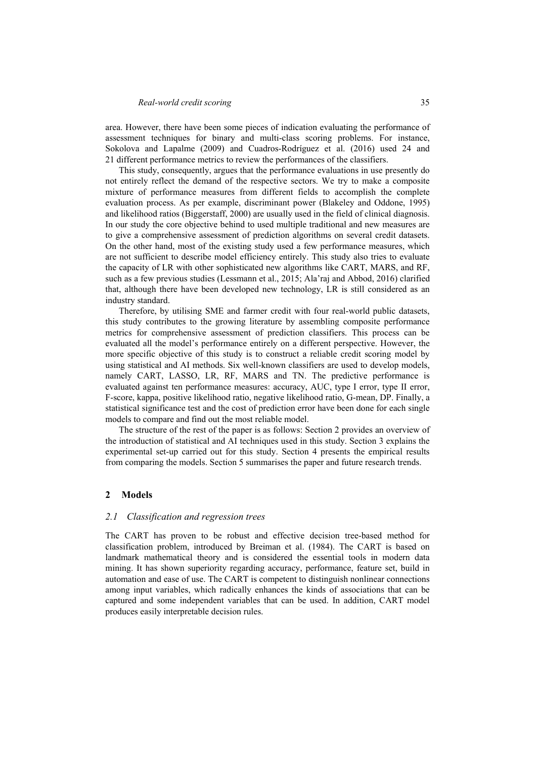area. However, there have been some pieces of indication evaluating the performance of assessment techniques for binary and multi-class scoring problems. For instance, Sokolova and Lapalme (2009) and Cuadros-Rodríguez et al. (2016) used 24 and 21 different performance metrics to review the performances of the classifiers.

This study, consequently, argues that the performance evaluations in use presently do not entirely reflect the demand of the respective sectors. We try to make a composite mixture of performance measures from different fields to accomplish the complete evaluation process. As per example, discriminant power (Blakeley and Oddone, 1995) and likelihood ratios (Biggerstaff, 2000) are usually used in the field of clinical diagnosis. In our study the core objective behind to used multiple traditional and new measures are to give a comprehensive assessment of prediction algorithms on several credit datasets. On the other hand, most of the existing study used a few performance measures, which are not sufficient to describe model efficiency entirely. This study also tries to evaluate the capacity of LR with other sophisticated new algorithms like CART, MARS, and RF, such as a few previous studies (Lessmann et al., 2015; Ala'raj and Abbod, 2016) clarified that, although there have been developed new technology, LR is still considered as an industry standard.

Therefore, by utilising SME and farmer credit with four real-world public datasets, this study contributes to the growing literature by assembling composite performance metrics for comprehensive assessment of prediction classifiers. This process can be evaluated all the model's performance entirely on a different perspective. However, the more specific objective of this study is to construct a reliable credit scoring model by using statistical and AI methods. Six well-known classifiers are used to develop models, namely CART, LASSO, LR, RF, MARS and TN. The predictive performance is evaluated against ten performance measures: accuracy, AUC, type I error, type II error, F-score, kappa, positive likelihood ratio, negative likelihood ratio, G-mean, DP. Finally, a statistical significance test and the cost of prediction error have been done for each single models to compare and find out the most reliable model.

The structure of the rest of the paper is as follows: Section 2 provides an overview of the introduction of statistical and AI techniques used in this study. Section 3 explains the experimental set-up carried out for this study. Section 4 presents the empirical results from comparing the models. Section 5 summarises the paper and future research trends.

## 2 Models

### *2.1 Classification and regression trees*

The CART has proven to be robust and effective decision tree-based method for classification problem, introduced by Breiman et al. (1984). The CART is based on landmark mathematical theory and is considered the essential tools in modern data mining. It has shown superiority regarding accuracy, performance, feature set, build in automation and ease of use. The CART is competent to distinguish nonlinear connections among input variables, which radically enhances the kinds of associations that can be captured and some independent variables that can be used. In addition, CART model produces easily interpretable decision rules.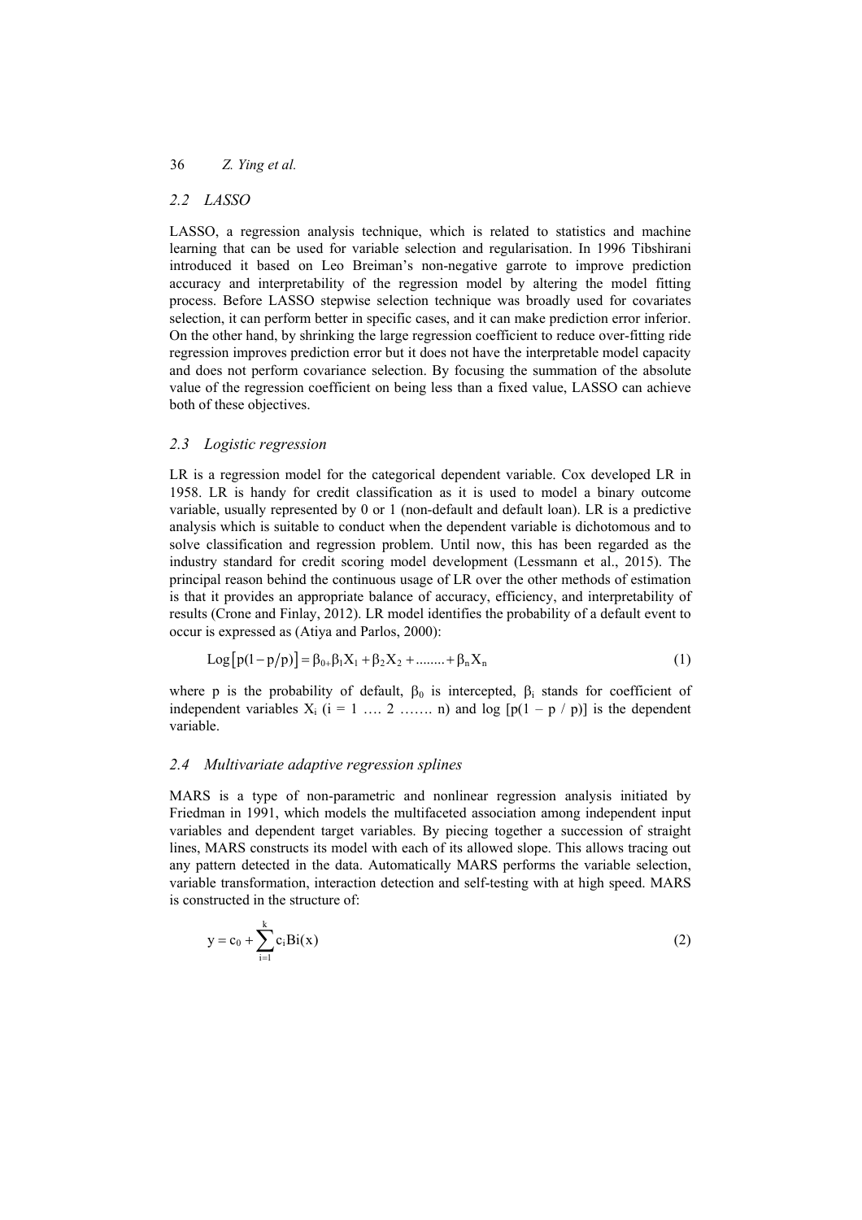### 2.2 LASSO

LASSO, a regression analysis technique, which is related to statistics and machine learning that can be used for variable selection and regularisation. In 1996 Tibshirani introduced it based on Leo Breiman's non-negative garrote to improve prediction accuracy and interpretability of the regression model by altering the model fitting process. Before LASSO stepwise selection technique was broadly used for covariates selection, it can perform better in specific cases, and it can make prediction error inferior. On the other hand, by shrinking the large regression coefficient to reduce over-fitting ride regression improves prediction error but it does not have the interpretable model capacity and does not perform covariance selection. By focusing the summation of the absolute value of the regression coefficient on being less than a fixed value, LASSO can achieve both of these objectives.

### 2.3 Logistic regression

LR is a regression model for the categorical dependent variable. Cox developed LR in 1958. LR is handy for credit classification as it is used to model a binary outcome variable, usually represented by 0 or 1 (non-default and default loan). LR is a predictive analysis which is suitable to conduct when the dependent variable is dichotomous and to solve classification and regression problem. Until now, this has been regarded as the industry standard for credit scoring model development (Lessmann et al., 2015). The principal reason behind the continuous usage of LR over the other methods of estimation is that it provides an appropriate balance of accuracy, efficiency, and interpretability of results (Crone and Finlay, 2012). LR model identifies the probability of a default event to occur is expressed as (Atiya and Parlos, 2000):

$$\text{Log}\left[p(1 - p/p)\right] = \beta_{0+}\beta_1 X_1 + \beta_2 X_2 + \dots\dots + \beta_n X_n \tag{1}$$

where p is the probability of default, $\beta_0$ is intercepted, $\beta_i$ stands for coefficient of independent variables $X_i$ (i = 1 …. 2 ……. n) and log [p(1 – p / p)] is the dependent variable.

### 2.4 Multivariate adaptive regression splines

MARS is a type of non-parametric and nonlinear regression analysis initiated by Friedman in 1991, which models the multifaceted association among independent input variables and dependent target variables. By piecing together a succession of straight lines, MARS constructs its model with each of its allowed slope. This allows tracing out any pattern detected in the data. Automatically MARS performs the variable selection, variable transformation, interaction detection and self-testing with at high speed. MARS is constructed in the structure of:

$$y = c_0 + \sum_{i=1}^{k} c_i Bi(x) \tag{2}$$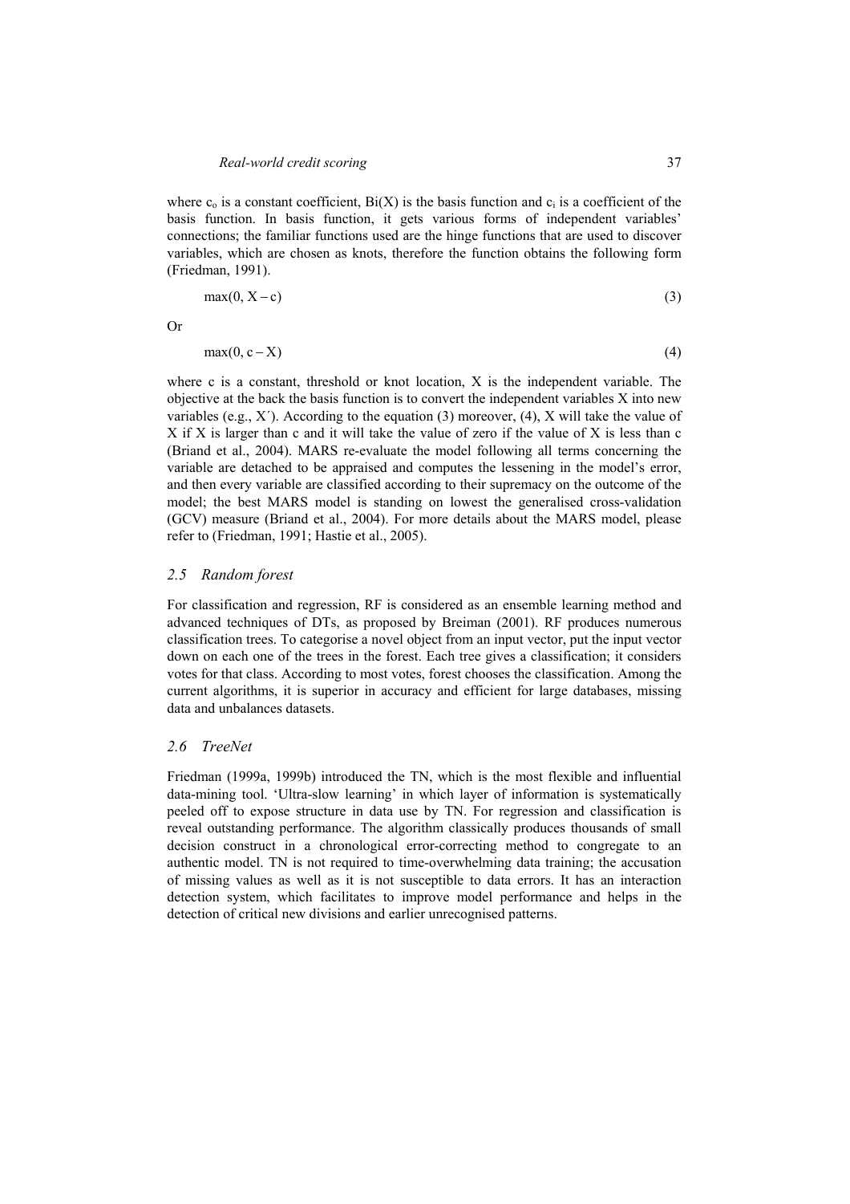where $c_o$ is a constant coefficient, $Bi(X)$ is the basis function and $c_i$ is a coefficient of the basis function. In basis function, it gets various forms of independent variables' connections; the familiar functions used are the hinge functions that are used to discover variables, which are chosen as knots, therefore the function obtains the following form (Friedman, 1991).

$$\max(0, X - c) \tag{3}$$

Or

$$\max(0, c - X) \tag{4}$$

where c is a constant, threshold or knot location, X is the independent variable. The objective at the back the basis function is to convert the independent variables X into new variables (e.g., X′). According to the equation (3) moreover, (4), X will take the value of X if X is larger than c and it will take the value of zero if the value of X is less than c (Briand et al., 2004). MARS re-evaluate the model following all terms concerning the variable are detached to be appraised and computes the lessening in the model's error, and then every variable are classified according to their supremacy on the outcome of the model; the best MARS model is standing on lowest the generalised cross-validation (GCV) measure (Briand et al., 2004). For more details about the MARS model, please refer to (Friedman, 1991; Hastie et al., 2005).

### *2.5 Random forest*

For classification and regression, RF is considered as an ensemble learning method and advanced techniques of DTs, as proposed by Breiman (2001). RF produces numerous classification trees. To categorise a novel object from an input vector, put the input vector down on each one of the trees in the forest. Each tree gives a classification; it considers votes for that class. According to most votes, forest chooses the classification. Among the current algorithms, it is superior in accuracy and efficient for large databases, missing data and unbalances datasets.

### *2.6 TreeNet*

Friedman (1999a, 1999b) introduced the TN, which is the most flexible and influential data-mining tool. 'Ultra-slow learning' in which layer of information is systematically peeled off to expose structure in data use by TN. For regression and classification is reveal outstanding performance. The algorithm classically produces thousands of small decision construct in a chronological error-correcting method to congregate to an authentic model. TN is not required to time-overwhelming data training; the accusation of missing values as well as it is not susceptible to data errors. It has an interaction detection system, which facilitates to improve model performance and helps in the detection of critical new divisions and earlier unrecognised patterns.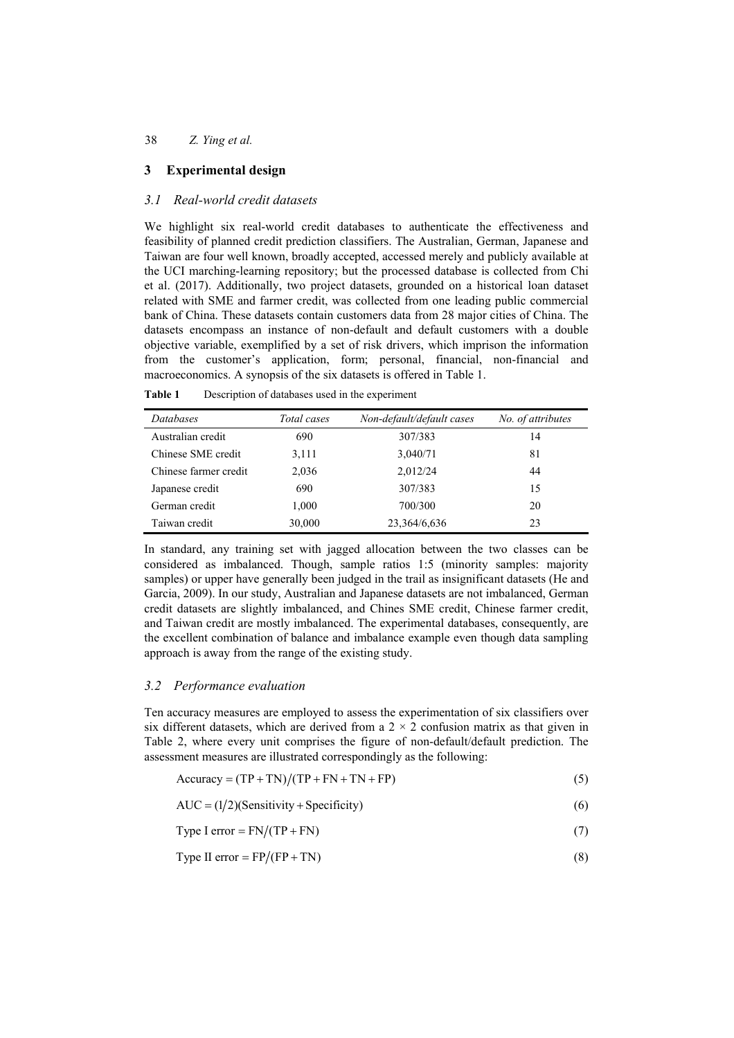## 3 Experimental design

### *3.1 Real-world credit datasets*

We highlight six real-world credit databases to authenticate the effectiveness and feasibility of planned credit prediction classifiers. The Australian, German, Japanese and Taiwan are four well known, broadly accepted, accessed merely and publicly available at the UCI marching-learning repository; but the processed database is collected from Chi et al. (2017). Additionally, two project datasets, grounded on a historical loan dataset related with SME and farmer credit, was collected from one leading public commercial bank of China. These datasets contain customers data from 28 major cities of China. The datasets encompass an instance of non-default and default customers with a double objective variable, exemplified by a set of risk drivers, which imprison the information from the customer's application, form; personal, financial, non-financial and macroeconomics. A synopsis of the six datasets is offered in Table 1.

**Table 1** Description of databases used in the experiment

| *Databases* | *Total cases* | *Non-default/default cases* | *No. of attributes* |
|---|---|---|---|
| Australian credit | 690 | 307/383 | 14 |
| Chinese SME credit | 3,111 | 3,040/71 | 81 |
| Chinese farmer credit | 2,036 | 2,012/24 | 44 |
| Japanese credit | 690 | 307/383 | 15 |
| German credit | 1,000 | 700/300 | 20 |
| Taiwan credit | 30,000 | 23,364/6,636 | 23 |

In standard, any training set with jagged allocation between the two classes can be considered as imbalanced. Though, sample ratios 1:5 (minority samples: majority samples) or upper have generally been judged in the trail as insignificant datasets (He and Garcia, 2009). In our study, Australian and Japanese datasets are not imbalanced, German credit datasets are slightly imbalanced, and Chines SME credit, Chinese farmer credit, and Taiwan credit are mostly imbalanced. The experimental databases, consequently, are the excellent combination of balance and imbalance example even though data sampling approach is away from the range of the existing study.

### *3.2 Performance evaluation*

Ten accuracy measures are employed to assess the experimentation of six classifiers over six different datasets, which are derived from a $2 \times 2$ confusion matrix as that given in Table 2, where every unit comprises the figure of non-default/default prediction. The assessment measures are illustrated correspondingly as the following:

$$\text{Accuracy} = (\text{TP} + \text{TN})/(\text{TP} + \text{FN} + \text{TN} + \text{FP}) \tag{5}$$

$$\text{AUC} = (1/2)(\text{Sensitivity} + \text{Specificity}) \tag{6}$$

$$\text{Type I error} = \text{FN}/(\text{TP} + \text{FN}) \tag{7}$$

$$\text{Type II error} = \text{FP}/(\text{FP} + \text{TN}) \tag{8}$$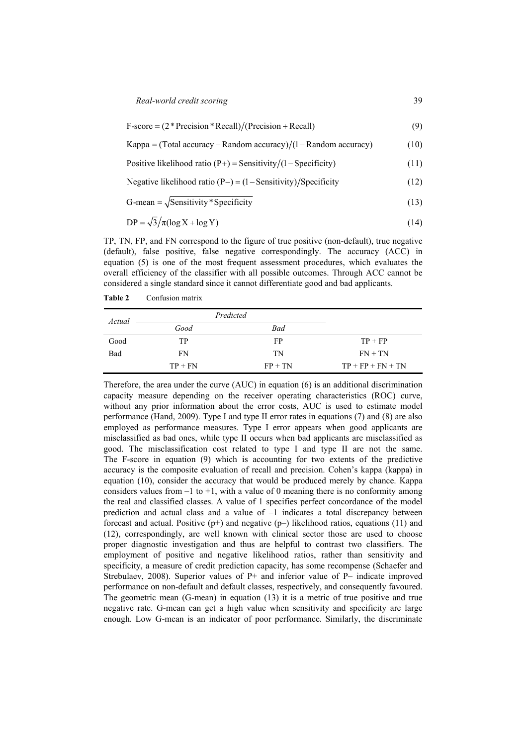$$\text{F-score} = (2 * \text{Precision} * \text{Recall}) / (\text{Precision} + \text{Recall}) \tag{9}$$

$$\text{Kappa} = (\text{Total accuracy} - \text{Random accuracy}) / (1 - \text{Random accuracy}) \tag{10}$$

$$\text{Positive likelihood ratio (P+)} = \text{Sensitivity} / (1 - \text{Specificity}) \tag{11}$$

$$\text{Negative likelihood ratio (P}-) = (1 - \text{Sensitivity}) / \text{Specificity} \tag{12}$$

$$\text{G-mean} = \sqrt{\text{Sensitivity} * \text{Specificity}} \tag{13}$$

$$\text{DP} = \sqrt{3} / \pi (\log \text{X} + \log \text{Y}) \tag{14}$$

TP, TN, FP, and FN correspond to the figure of true positive (non-default), true negative (default), false positive, false negative correspondingly. The accuracy (ACC) in equation (5) is one of the most frequent assessment procedures, which evaluates the overall efficiency of the classifier with all possible outcomes. Through ACC cannot be considered a single standard since it cannot differentiate good and bad applicants.

**Table 2** Confusion matrix

| *Actual* | *Predicted* | | |
|---|---|---|---|
| | *Good* | *Bad* | |
| Good | TP | FP | TP + FP |
| Bad | FN | TN | FN + TN |
| | TP + FN | FP + TN | TP + FP + FN + TN |

Therefore, the area under the curve (AUC) in equation (6) is an additional discrimination capacity measure depending on the receiver operating characteristics (ROC) curve, without any prior information about the error costs, AUC is used to estimate model performance (Hand, 2009). Type I and type II error rates in equations (7) and (8) are also employed as performance measures. Type I error appears when good applicants are misclassified as bad ones, while type II occurs when bad applicants are misclassified as good. The misclassification cost related to type I and type II are not the same. The F-score in equation (9) which is accounting for two extents of the predictive accuracy is the composite evaluation of recall and precision. Cohen's kappa (kappa) in equation (10), consider the accuracy that would be produced merely by chance. Kappa considers values from –1 to +1, with a value of 0 meaning there is no conformity among the real and classified classes. A value of 1 specifies perfect concordance of the model prediction and actual class and a value of –1 indicates a total discrepancy between forecast and actual. Positive (p+) and negative (p–) likelihood ratios, equations (11) and (12), correspondingly, are well known with clinical sector those are used to choose proper diagnostic investigation and thus are helpful to contrast two classifiers. The employment of positive and negative likelihood ratios, rather than sensitivity and specificity, a measure of credit prediction capacity, has some recompense (Schaefer and Strebulaev, 2008). Superior values of P+ and inferior value of P– indicate improved performance on non-default and default classes, respectively, and consequently favoured. The geometric mean (G-mean) in equation (13) it is a metric of true positive and true negative rate. G-mean can get a high value when sensitivity and specificity are large enough. Low G-mean is an indicator of poor performance. Similarly, the discriminate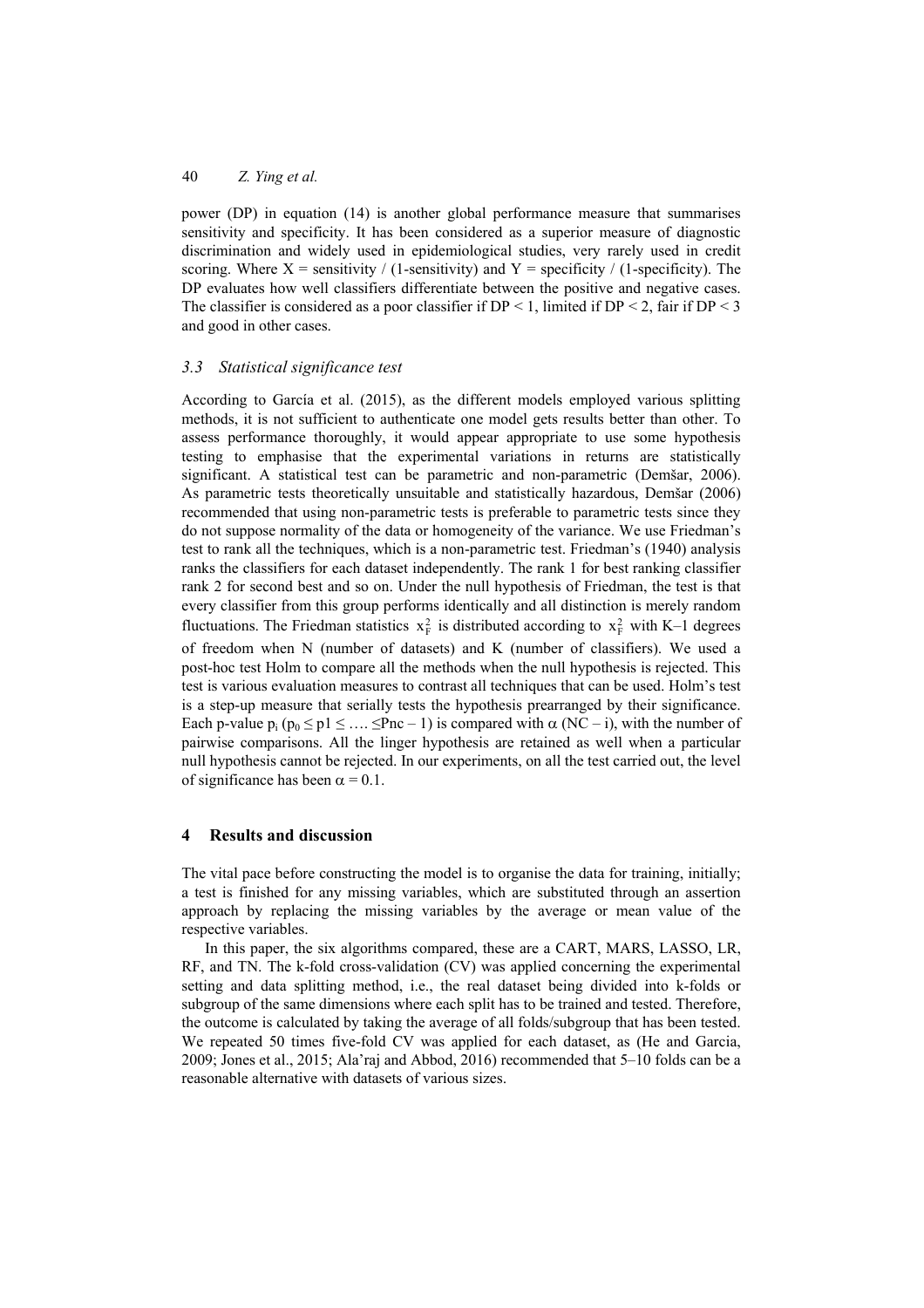power (DP) in equation (14) is another global performance measure that summarises sensitivity and specificity. It has been considered as a superior measure of diagnostic discrimination and widely used in epidemiological studies, very rarely used in credit scoring. Where X = sensitivity / (1-sensitivity) and Y = specificity / (1-specificity). The DP evaluates how well classifiers differentiate between the positive and negative cases. The classifier is considered as a poor classifier if DP < 1, limited if DP < 2, fair if DP < 3 and good in other cases.

### *3.3 Statistical significance test*

According to García et al. (2015), as the different models employed various splitting methods, it is not sufficient to authenticate one model gets results better than other. To assess performance thoroughly, it would appear appropriate to use some hypothesis testing to emphasise that the experimental variations in returns are statistically significant. A statistical test can be parametric and non-parametric (Demšar, 2006). As parametric tests theoretically unsuitable and statistically hazardous, Demšar (2006) recommended that using non-parametric tests is preferable to parametric tests since they do not suppose normality of the data or homogeneity of the variance. We use Friedman's test to rank all the techniques, which is a non-parametric test. Friedman's (1940) analysis ranks the classifiers for each dataset independently. The rank 1 for best ranking classifier rank 2 for second best and so on. Under the null hypothesis of Friedman, the test is that every classifier from this group performs identically and all distinction is merely random fluctuations. The Friedman statistics $x_F^2$ is distributed according to $x_F^2$ with K–1 degrees of freedom when N (number of datasets) and K (number of classifiers). We used a post-hoc test Holm to compare all the methods when the null hypothesis is rejected. This test is various evaluation measures to contrast all techniques that can be used. Holm's test is a step-up measure that serially tests the hypothesis prearranged by their significance. Each p-value $p_i$ ($p_0 \leq p1 \leq \ldots \leq Pnc - 1$) is compared with $\alpha$ (NC – i), with the number of pairwise comparisons. All the linger hypothesis are retained as well when a particular null hypothesis cannot be rejected. In our experiments, on all the test carried out, the level of significance has been $\alpha = 0.1$.

## 4 Results and discussion

The vital pace before constructing the model is to organise the data for training, initially; a test is finished for any missing variables, which are substituted through an assertion approach by replacing the missing variables by the average or mean value of the respective variables.

In this paper, the six algorithms compared, these are a CART, MARS, LASSO, LR, RF, and TN. The k-fold cross-validation (CV) was applied concerning the experimental setting and data splitting method, i.e., the real dataset being divided into k-folds or subgroup of the same dimensions where each split has to be trained and tested. Therefore, the outcome is calculated by taking the average of all folds/subgroup that has been tested. We repeated 50 times five-fold CV was applied for each dataset, as (He and Garcia, 2009; Jones et al., 2015; Ala'raj and Abbod, 2016) recommended that 5–10 folds can be a reasonable alternative with datasets of various sizes.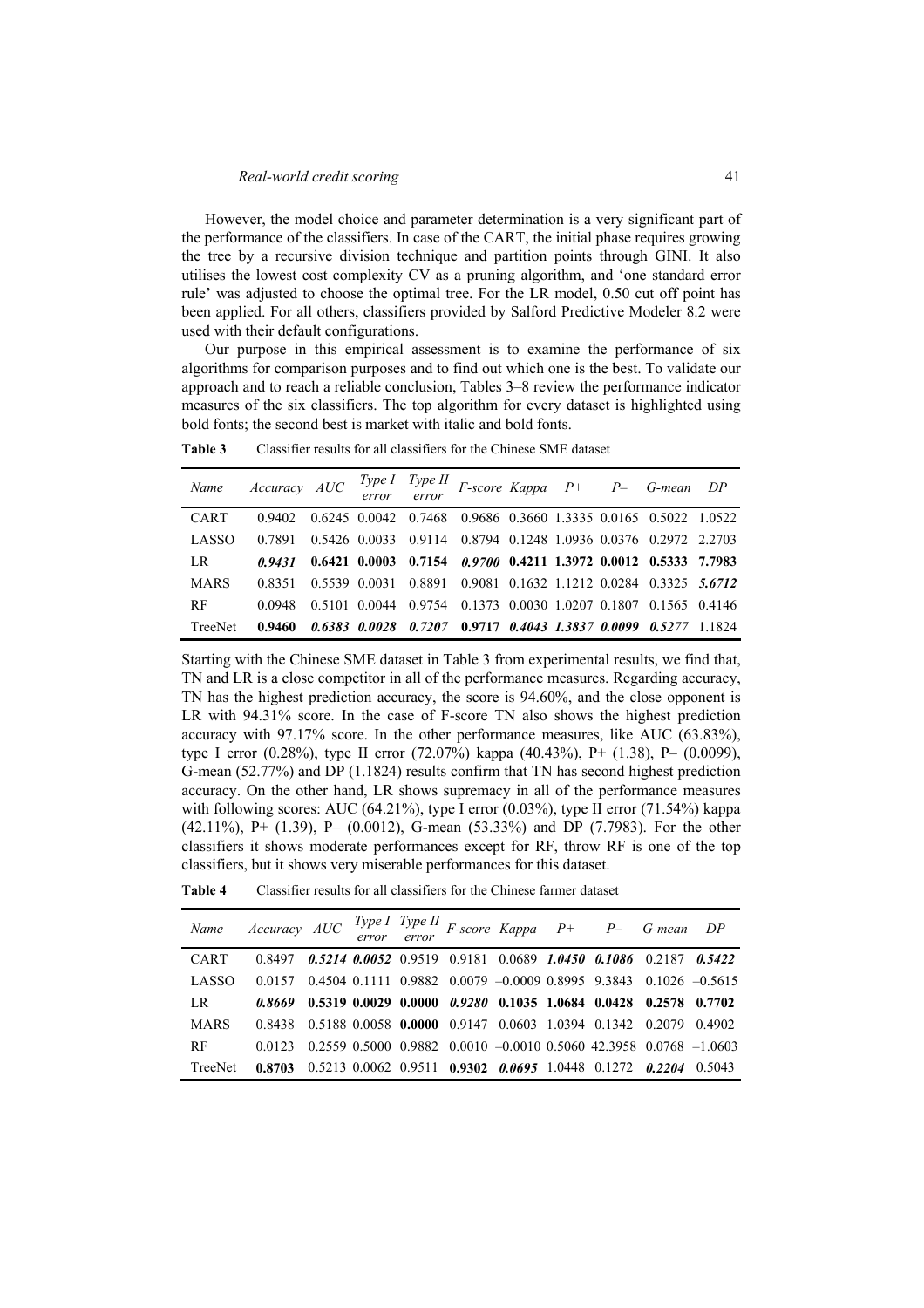However, the model choice and parameter determination is a very significant part of the performance of the classifiers. In case of the CART, the initial phase requires growing the tree by a recursive division technique and partition points through GINI. It also utilises the lowest cost complexity CV as a pruning algorithm, and 'one standard error rule' was adjusted to choose the optimal tree. For the LR model, 0.50 cut off point has been applied. For all others, classifiers provided by Salford Predictive Modeler 8.2 were used with their default configurations.

Our purpose in this empirical assessment is to examine the performance of six algorithms for comparison purposes and to find out which one is the best. To validate our approach and to reach a reliable conclusion, Tables 3–8 review the performance indicator measures of the six classifiers. The top algorithm for every dataset is highlighted using bold fonts; the second best is market with italic and bold fonts.

**Table 3** Classifier results for all classifiers for the Chinese SME dataset

| *Name* | *Accuracy* | *AUC* | *Type I error* | *Type II error* | *F-score* | *Kappa* | *P+* | *P–* | *G-mean* | *DP* |
|---|---|---|---|---|---|---|---|---|---|---|
| CART | 0.9402 | 0.6245 | 0.0042 | 0.7468 | 0.9686 | 0.3660 | 1.3335 | 0.0165 | 0.5022 | 1.0522 |
| LASSO | 0.7891 | 0.5426 | 0.0033 | 0.9114 | 0.8794 | 0.1248 | 1.0936 | 0.0376 | 0.2972 | 2.2703 |
| LR | ***0.9431*** | **0.6421** | **0.0003** | **0.7154** | ***0.9700*** | **0.4211** | **1.3972** | **0.0012** | **0.5333** | **7.7983** |
| MARS | 0.8351 | 0.5539 | 0.0031 | 0.8891 | 0.9081 | 0.1632 | 1.1212 | 0.0284 | 0.3325 | ***5.6712*** |
| RF | 0.0948 | 0.5101 | 0.0044 | 0.9754 | 0.1373 | 0.0030 | 1.0207 | 0.1807 | 0.1565 | 0.4146 |
| TreeNet | **0.9460** | ***0.6383*** | ***0.0028*** | ***0.7207*** | **0.9717** | ***0.4043*** | ***1.3837*** | ***0.0099*** | ***0.5277*** | 1.1824 |

Starting with the Chinese SME dataset in Table 3 from experimental results, we find that, TN and LR is a close competitor in all of the performance measures. Regarding accuracy, TN has the highest prediction accuracy, the score is 94.60%, and the close opponent is LR with 94.31% score. In the case of F-score TN also shows the highest prediction accuracy with 97.17% score. In the other performance measures, like AUC (63.83%), type I error (0.28%), type II error (72.07%) kappa (40.43%), P+ (1.38), P– (0.0099), G-mean (52.77%) and DP (1.1824) results confirm that TN has second highest prediction accuracy. On the other hand, LR shows supremacy in all of the performance measures with following scores: AUC (64.21%), type I error (0.03%), type II error (71.54%) kappa (42.11%), P+ (1.39), P– (0.0012), G-mean (53.33%) and DP (7.7983). For the other classifiers it shows moderate performances except for RF, throw RF is one of the top classifiers, but it shows very miserable performances for this dataset.

**Table 4** Classifier results for all classifiers for the Chinese farmer dataset

| *Name* | *Accuracy* | *AUC* | *Type I error* | *Type II error* | *F-score* | *Kappa* | *P+* | *P–* | *G-mean* | *DP* |
|---|---|---|---|---|---|---|---|---|---|---|
| CART | 0.8497 | ***0.5214*** | ***0.0052*** | 0.9519 | 0.9181 | 0.0689 | ***1.0450*** | ***0.1086*** | 0.2187 | ***0.5422*** |
| LASSO | 0.0157 | 0.4504 | 0.1111 | 0.9882 | 0.0079 | –0.0009 | 0.8995 | 9.3843 | 0.1026 | –0.5615 |
| LR | ***0.8669*** | **0.5319** | **0.0029** | **0.0000** | ***0.9280*** | **0.1035** | **1.0684** | **0.0428** | **0.2578** | **0.7702** |
| MARS | 0.8438 | 0.5188 | 0.0058 | **0.0000** | 0.9147 | 0.0603 | 1.0394 | 0.1342 | 0.2079 | 0.4902 |
| RF | 0.0123 | 0.2559 | 0.5000 | 0.9882 | 0.0010 | –0.0010 | 0.5060 | 42.3958 | 0.0768 | –1.0603 |
| TreeNet | **0.8703** | 0.5213 | 0.0062 | 0.9511 | **0.9302** | ***0.0695*** | 1.0448 | 0.1272 | ***0.2204*** | 0.5043 |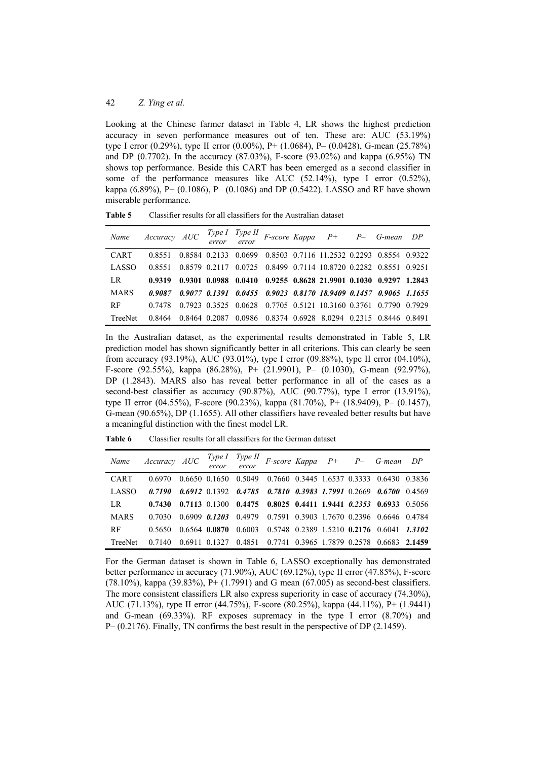Looking at the Chinese farmer dataset in Table 4, LR shows the highest prediction accuracy in seven performance measures out of ten. These are: AUC (53.19%) type I error (0.29%), type II error (0.00%), P+ (1.0684), P– (0.0428), G-mean (25.78%) and DP (0.7702). In the accuracy (87.03%), F-score (93.02%) and kappa (6.95%) TN shows top performance. Beside this CART has been emerged as a second classifier in some of the performance measures like AUC (52.14%), type I error (0.52%), kappa (6.89%), P+ (0.1086), P– (0.1086) and DP (0.5422). LASSO and RF have shown miserable performance.

**Table 5** Classifier results for all classifiers for the Australian dataset

| *Name* | *Accuracy* | *AUC* | *Type I error* | *Type II error* | *F-score* | *Kappa* | *P+* | *P–* | *G-mean* | *DP* |
|---|---|---|---|---|---|---|---|---|---|---|
| CART | 0.8551 | 0.8584 | 0.2133 | 0.0699 | 0.8503 | 0.7116 | 11.2532 | 0.2293 | 0.8554 | 0.9322 |
| LASSO | 0.8551 | 0.8579 | 0.2117 | 0.0725 | 0.8499 | 0.7114 | 10.8720 | 0.2282 | 0.8551 | 0.9251 |
| LR | **0.9319** | **0.9301** | **0.0988** | **0.0410** | **0.9255** | **0.8628** | **21.9901** | **0.1030** | **0.9297** | **1.2843** |
| MARS | ***0.9087*** | ***0.9077*** | ***0.1391*** | ***0.0455*** | ***0.9023*** | ***0.8170*** | ***18.9409*** | ***0.1457*** | ***0.9065*** | ***1.1655*** |
| RF | 0.7478 | 0.7923 | 0.3525 | 0.0628 | 0.7705 | 0.5121 | 10.3160 | 0.3761 | 0.7790 | 0.7929 |
| TreeNet | 0.8464 | 0.8464 | 0.2087 | 0.0986 | 0.8374 | 0.6928 | 8.0294 | 0.2315 | 0.8446 | 0.8491 |

In the Australian dataset, as the experimental results demonstrated in Table 5, LR prediction model has shown significantly better in all criterions. This can clearly be seen from accuracy (93.19%), AUC (93.01%), type I error (09.88%), type II error (04.10%), F-score (92.55%), kappa (86.28%), P+ (21.9901), P– (0.1030), G-mean (92.97%), DP (1.2843). MARS also has reveal better performance in all of the cases as a second-best classifier as accuracy (90.87%), AUC (90.77%), type I error (13.91%), type II error (04.55%), F-score (90.23%), kappa (81.70%), P+ (18.9409), P– (0.1457), G-mean (90.65%), DP (1.1655). All other classifiers have revealed better results but have a meaningful distinction with the finest model LR.

**Table 6** Classifier results for all classifiers for the German dataset

| *Name* | *Accuracy* | *AUC* | *Type I error* | *Type II error* | *F-score* | *Kappa* | *P+* | *P–* | *G-mean* | *DP* |
|---|---|---|---|---|---|---|---|---|---|---|
| CART | 0.6970 | 0.6650 | 0.1650 | 0.5049 | 0.7660 | 0.3445 | 1.6537 | 0.3333 | 0.6430 | 0.3836 |
| LASSO | ***0.7190*** | ***0.6912*** | 0.1392 | ***0.4785*** | ***0.7810*** | ***0.3983*** | ***1.7991*** | 0.2669 | ***0.6700*** | 0.4569 |
| LR | **0.7430** | **0.7113** | 0.1300 | **0.4475** | **0.8025** | **0.4411** | **1.9441** | ***0.2353*** | **0.6933** | 0.5056 |
| MARS | 0.7030 | 0.6909 | ***0.1203*** | 0.4979 | 0.7591 | 0.3903 | 1.7670 | 0.2396 | 0.6646 | 0.4784 |
| RF | 0.5650 | 0.6564 | **0.0870** | 0.6003 | 0.5748 | 0.2389 | 1.5210 | **0.2176** | 0.6041 | ***1.3102*** |
| TreeNet | 0.7140 | 0.6911 | 0.1327 | 0.4851 | 0.7741 | 0.3965 | 1.7879 | 0.2578 | 0.6683 | **2.1459** |

For the German dataset is shown in Table 6, LASSO exceptionally has demonstrated better performance in accuracy (71.90%), AUC (69.12%), type II error (47.85%), F-score (78.10%), kappa (39.83%), P+ (1.7991) and G mean (67.005) as second-best classifiers. The more consistent classifiers LR also express superiority in case of accuracy (74.30%), AUC (71.13%), type II error (44.75%), F-score (80.25%), kappa (44.11%), P+ (1.9441) and G-mean (69.33%). RF exposes supremacy in the type I error (8.70%) and P– (0.2176). Finally, TN confirms the best result in the perspective of DP (2.1459).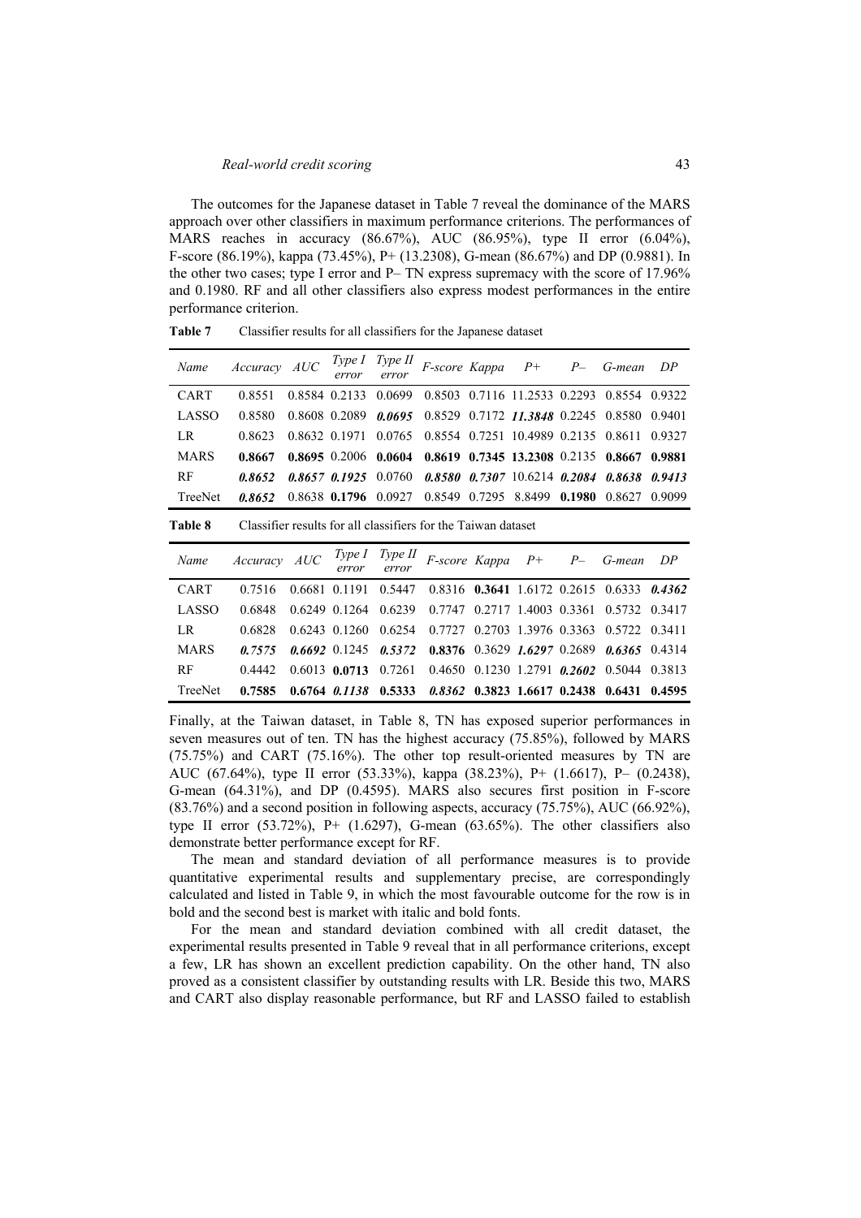The outcomes for the Japanese dataset in Table 7 reveal the dominance of the MARS approach over other classifiers in maximum performance criterions. The performances of MARS reaches in accuracy (86.67%), AUC (86.95%), type II error (6.04%), F-score (86.19%), kappa (73.45%), P+ (13.2308), G-mean (86.67%) and DP (0.9881). In the other two cases; type I error and P– TN express supremacy with the score of 17.96% and 0.1980. RF and all other classifiers also express modest performances in the entire performance criterion.

**Table 7** Classifier results for all classifiers for the Japanese dataset

| *Name* | *Accuracy* | *AUC* | *Type I error* | *Type II error* | *F-score* | *Kappa* | *P+* | *P–* | *G-mean* | *DP* |
|---|---|---|---|---|---|---|---|---|---|---|
| CART | 0.8551 | 0.8584 | 0.2133 | 0.0699 | 0.8503 | 0.7116 | 11.2533 | 0.2293 | 0.8554 | 0.9322 |
| LASSO | 0.8580 | 0.8608 | 0.2089 | ***0.0695*** | 0.8529 | 0.7172 | ***11.3848*** | 0.2245 | 0.8580 | 0.9401 |
| LR | 0.8623 | 0.8632 | 0.1971 | 0.0765 | 0.8554 | 0.7251 | 10.4989 | 0.2135 | 0.8611 | 0.9327 |
| MARS | **0.8667** | **0.8695** | 0.2006 | **0.0604** | **0.8619** | **0.7345** | **13.2308** | 0.2135 | **0.8667** | **0.9881** |
| RF | ***0.8652*** | ***0.8657*** | ***0.1925*** | 0.0760 | ***0.8580*** | ***0.7307*** | 10.6214 | ***0.2084*** | ***0.8638*** | ***0.9413*** |
| TreeNet | ***0.8652*** | 0.8638 | **0.1796** | 0.0927 | 0.8549 | 0.7295 | 8.8499 | **0.1980** | 0.8627 | 0.9099 |

**Table 8** Classifier results for all classifiers for the Taiwan dataset

| *Name* | *Accuracy* | *AUC* | *Type I error* | *Type II error* | *F-score* | *Kappa* | *P+* | *P–* | *G-mean* | *DP* |
|---|---|---|---|---|---|---|---|---|---|---|
| CART | 0.7516 | 0.6681 | 0.1191 | 0.5447 | 0.8316 | **0.3641** | 1.6172 | 0.2615 | 0.6333 | ***0.4362*** |
| LASSO | 0.6848 | 0.6249 | 0.1264 | 0.6239 | 0.7747 | 0.2717 | 1.4003 | 0.3361 | 0.5732 | 0.3417 |
| LR | 0.6828 | 0.6243 | 0.1260 | 0.6254 | 0.7727 | 0.2703 | 1.3976 | 0.3363 | 0.5722 | 0.3411 |
| MARS | ***0.7575*** | ***0.6692*** | 0.1245 | ***0.5372*** | **0.8376** | 0.3629 | ***1.6297*** | 0.2689 | ***0.6365*** | 0.4314 |
| RF | 0.4442 | 0.6013 | **0.0713** | 0.7261 | 0.4650 | 0.1230 | 1.2791 | ***0.2602*** | 0.5044 | 0.3813 |
| TreeNet | **0.7585** | **0.6764** | ***0.1138*** | **0.5333** | ***0.8362*** | **0.3823** | **1.6617** | **0.2438** | **0.6431** | **0.4595** |

Finally, at the Taiwan dataset, in Table 8, TN has exposed superior performances in seven measures out of ten. TN has the highest accuracy (75.85%), followed by MARS (75.75%) and CART (75.16%). The other top result-oriented measures by TN are AUC (67.64%), type II error (53.33%), kappa (38.23%), P+ (1.6617), P– (0.2438), G-mean (64.31%), and DP (0.4595). MARS also secures first position in F-score (83.76%) and a second position in following aspects, accuracy (75.75%), AUC (66.92%), type II error (53.72%), P+ (1.6297), G-mean (63.65%). The other classifiers also demonstrate better performance except for RF.

The mean and standard deviation of all performance measures is to provide quantitative experimental results and supplementary precise, are correspondingly calculated and listed in Table 9, in which the most favourable outcome for the row is in bold and the second best is market with italic and bold fonts.

For the mean and standard deviation combined with all credit dataset, the experimental results presented in Table 9 reveal that in all performance criterions, except a few, LR has shown an excellent prediction capability. On the other hand, TN also proved as a consistent classifier by outstanding results with LR. Beside this two, MARS and CART also display reasonable performance, but RF and LASSO failed to establish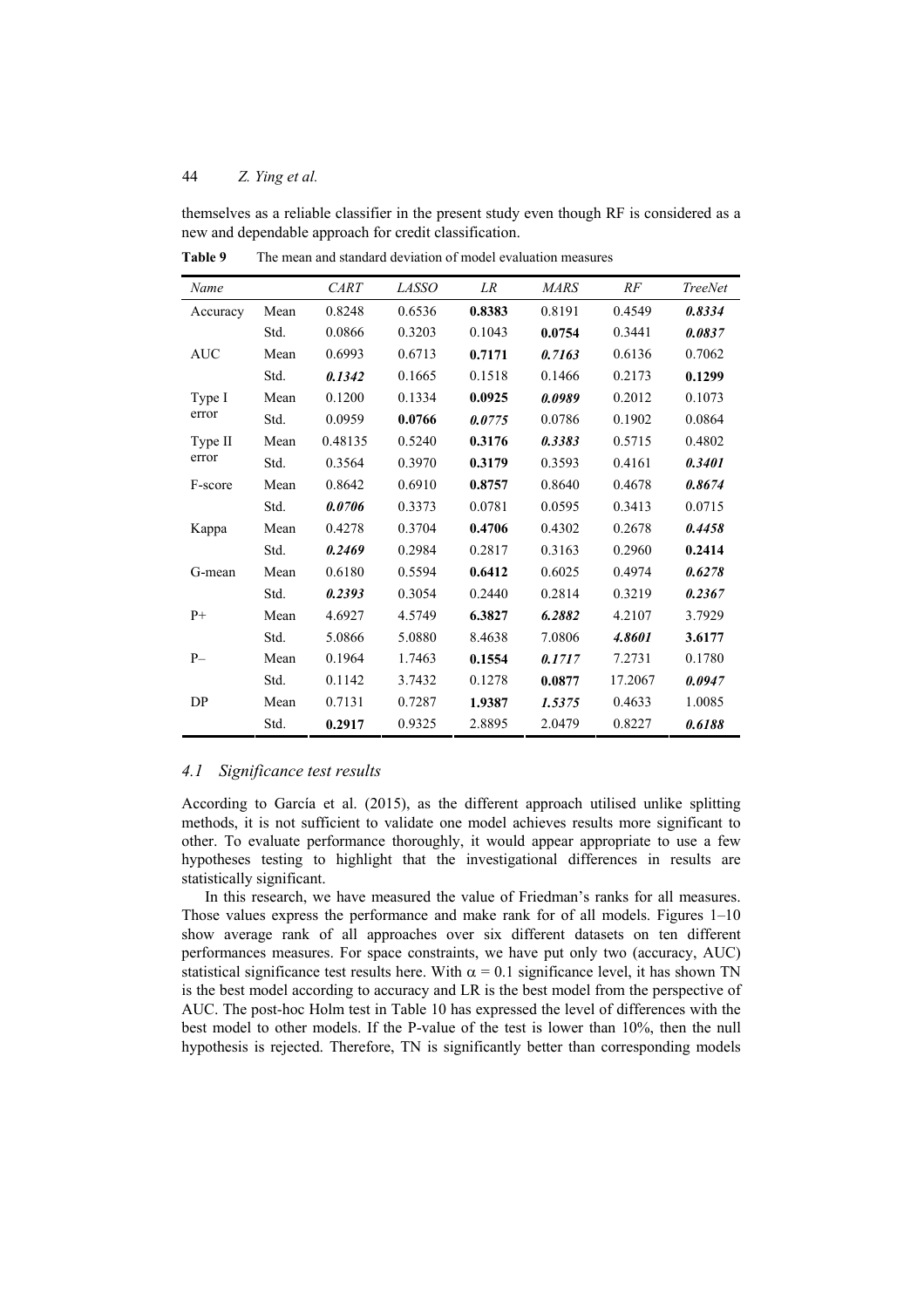themselves as a reliable classifier in the present study even though RF is considered as a new and dependable approach for credit classification.

**Table 9** The mean and standard deviation of model evaluation measures

| *Name* | | *CART* | *LASSO* | *LR* | *MARS* | *RF* | *TreeNet* |
|---|---|---|---|---|---|---|---|
| Accuracy | Mean | 0.8248 | 0.6536 | **0.8383** | 0.8191 | 0.4549 | ***0.8334*** |
| | Std. | 0.0866 | 0.3203 | 0.1043 | **0.0754** | 0.3441 | ***0.0837*** |
| AUC | Mean | 0.6993 | 0.6713 | **0.7171** | ***0.7163*** | 0.6136 | 0.7062 |
| | Std. | ***0.1342*** | 0.1665 | 0.1518 | 0.1466 | 0.2173 | **0.1299** |
| Type I error | Mean | 0.1200 | 0.1334 | **0.0925** | ***0.0989*** | 0.2012 | 0.1073 |
| | Std. | 0.0959 | **0.0766** | ***0.0775*** | 0.0786 | 0.1902 | 0.0864 |
| Type II error | Mean | 0.48135 | 0.5240 | **0.3176** | ***0.3383*** | 0.5715 | 0.4802 |
| | Std. | 0.3564 | 0.3970 | **0.3179** | 0.3593 | 0.4161 | ***0.3401*** |
| F-score | Mean | 0.8642 | 0.6910 | **0.8757** | 0.8640 | 0.4678 | ***0.8674*** |
| | Std. | ***0.0706*** | 0.3373 | 0.0781 | 0.0595 | 0.3413 | 0.0715 |
| Kappa | Mean | 0.4278 | 0.3704 | **0.4706** | 0.4302 | 0.2678 | ***0.4458*** |
| | Std. | ***0.2469*** | 0.2984 | 0.2817 | 0.3163 | 0.2960 | **0.2414** |
| G-mean | Mean | 0.6180 | 0.5594 | **0.6412** | 0.6025 | 0.4974 | ***0.6278*** |
| | Std. | ***0.2393*** | 0.3054 | 0.2440 | 0.2814 | 0.3219 | ***0.2367*** |
| P+ | Mean | 4.6927 | 4.5749 | **6.3827** | ***6.2882*** | 4.2107 | 3.7929 |
| | Std. | 5.0866 | 5.0880 | 8.4638 | 7.0806 | ***4.8601*** | **3.6177** |
| P– | Mean | 0.1964 | 1.7463 | **0.1554** | ***0.1717*** | 7.2731 | 0.1780 |
| | Std. | 0.1142 | 3.7432 | 0.1278 | **0.0877** | 17.2067 | ***0.0947*** |
| DP | Mean | 0.7131 | 0.7287 | **1.9387** | ***1.5375*** | 0.4633 | 1.0085 |
| | Std. | **0.2917** | 0.9325 | 2.8895 | 2.0479 | 0.8227 | ***0.6188*** |

### *4.1 Significance test results*

According to García et al. (2015), as the different approach utilised unlike splitting methods, it is not sufficient to validate one model achieves results more significant to other. To evaluate performance thoroughly, it would appear appropriate to use a few hypotheses testing to highlight that the investigational differences in results are statistically significant.

In this research, we have measured the value of Friedman's ranks for all measures. Those values express the performance and make rank for of all models. Figures 1–10 show average rank of all approaches over six different datasets on ten different performances measures. For space constraints, we have put only two (accuracy, AUC) statistical significance test results here. With $\alpha = 0.1$ significance level, it has shown TN is the best model according to accuracy and LR is the best model from the perspective of AUC. The post-hoc Holm test in Table 10 has expressed the level of differences with the best model to other models. If the P-value of the test is lower than 10%, then the null hypothesis is rejected. Therefore, TN is significantly better than corresponding models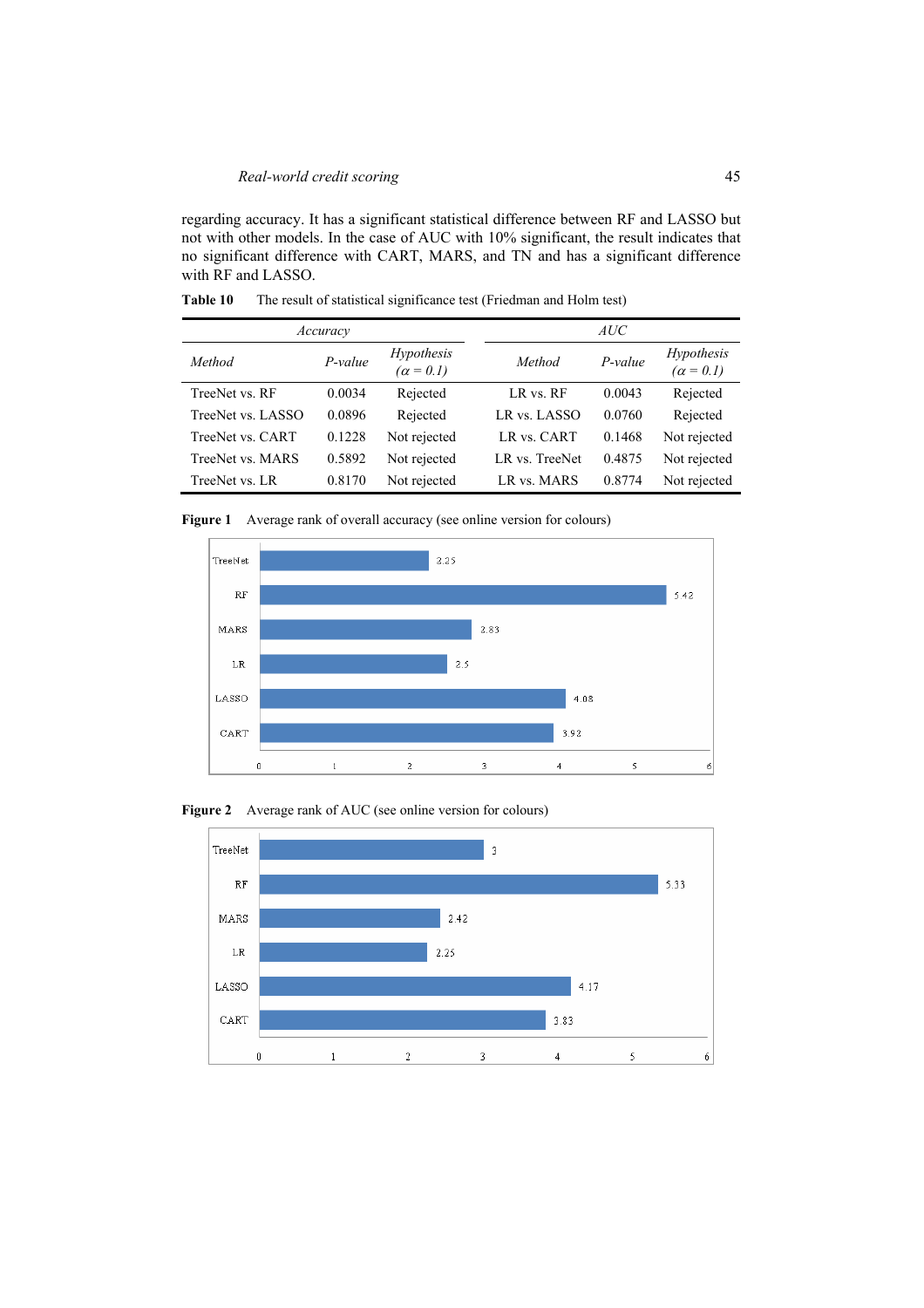regarding accuracy. It has a significant statistical difference between RF and LASSO but not with other models. In the case of AUC with 10% significant, the result indicates that no significant difference with CART, MARS, and TN and has a significant difference with RF and LASSO.

**Table 10** The result of statistical significance test (Friedman and Holm test)

| *Accuracy* | | | *AUC* | | |
|---|---|---|---|---|---|
| *Method* | *P-value* | *Hypothesis ($\alpha$ = 0.1)* | *Method* | *P-value* | *Hypothesis ($\alpha$ = 0.1)* |
| TreeNet vs. RF | 0.0034 | Rejected | LR vs. RF | 0.0043 | Rejected |
| TreeNet vs. LASSO | 0.0896 | Rejected | LR vs. LASSO | 0.0760 | Rejected |
| TreeNet vs. CART | 0.1228 | Not rejected | LR vs. CART | 0.1468 | Not rejected |
| TreeNet vs. MARS | 0.5892 | Not rejected | LR vs. TreeNet | 0.4875 | Not rejected |
| TreeNet vs. LR | 0.8170 | Not rejected | LR vs. MARS | 0.8774 | Not rejected |

**Figure 1** Average rank of overall accuracy (see online version for colours)

| Method | Average rank |
|---|---|
| TreeNet | 2.25 |
| RF | 5.42 |
| MARS | 2.83 |
| LR | 2.5 |
| LASSO | 4.08 |
| CART | 3.92 |

**Figure 2** Average rank of AUC (see online version for colours)

| Method | Average rank |
|---|---|
| TreeNet | 3 |
| RF | 5.33 |
| MARS | 2.42 |
| LR | 2.25 |
| LASSO | 4.17 |
| CART | 3.83 |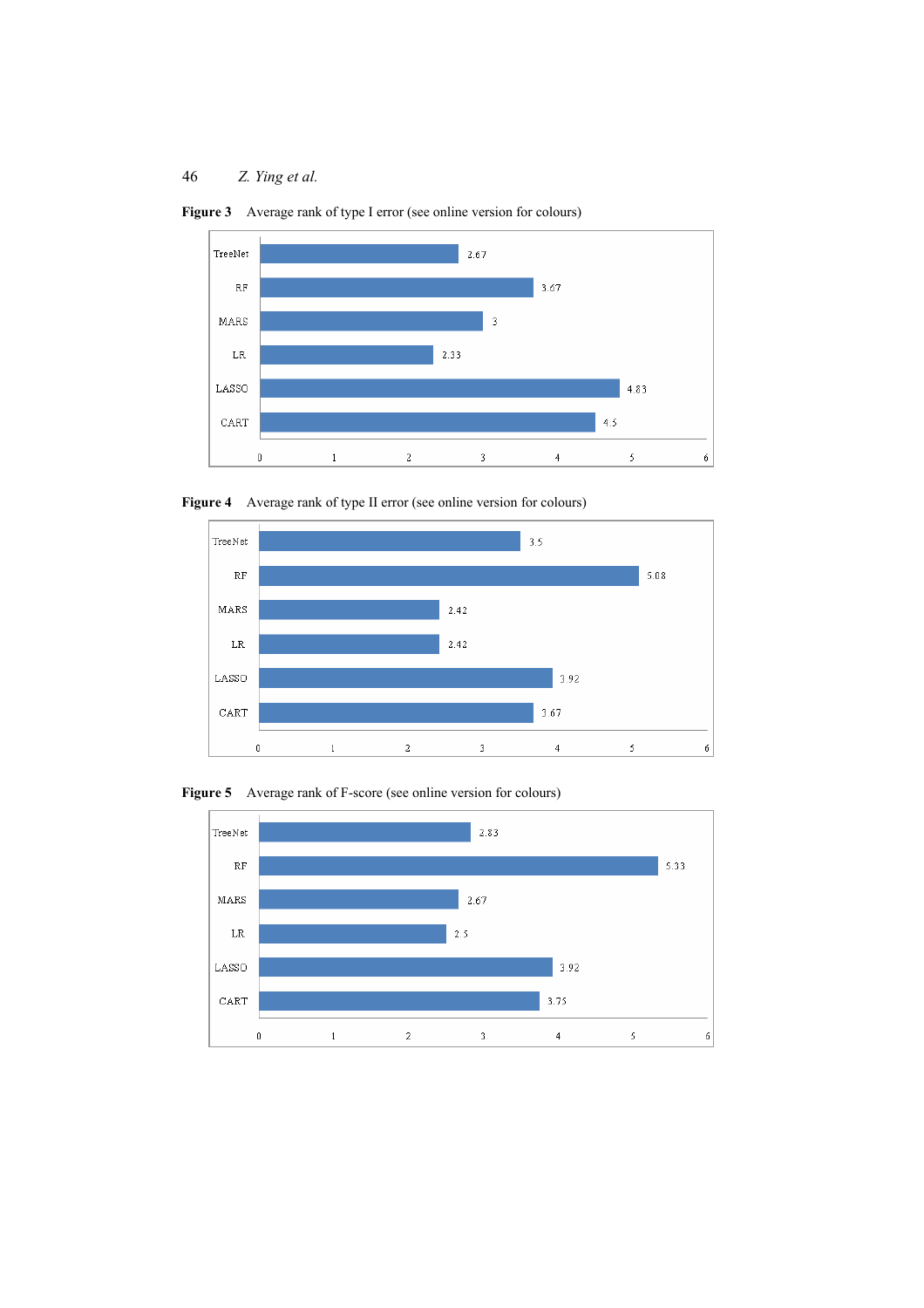**Figure 3** Average rank of type I error (see online version for colours)

| Model | Average rank |
|---|---|
| TreeNet | 2.67 |
| RF | 3.67 |
| MARS | 3 |
| LR | 2.33 |
| LASSO | 4.83 |
| CART | 4.5 |

**Figure 4** Average rank of type II error (see online version for colours)

| Model | Average rank |
|---|---|
| TreeNet | 3.5 |
| RF | 5.08 |
| MARS | 2.42 |
| LR | 2.42 |
| LASSO | 3.92 |
| CART | 3.67 |

**Figure 5** Average rank of F-score (see online version for colours)

| Model | Average rank |
|---|---|
| TreeNet | 2.83 |
| RF | 5.33 |
| MARS | 2.67 |
| LR | 2.5 |
| LASSO | 3.92 |
| CART | 3.75 |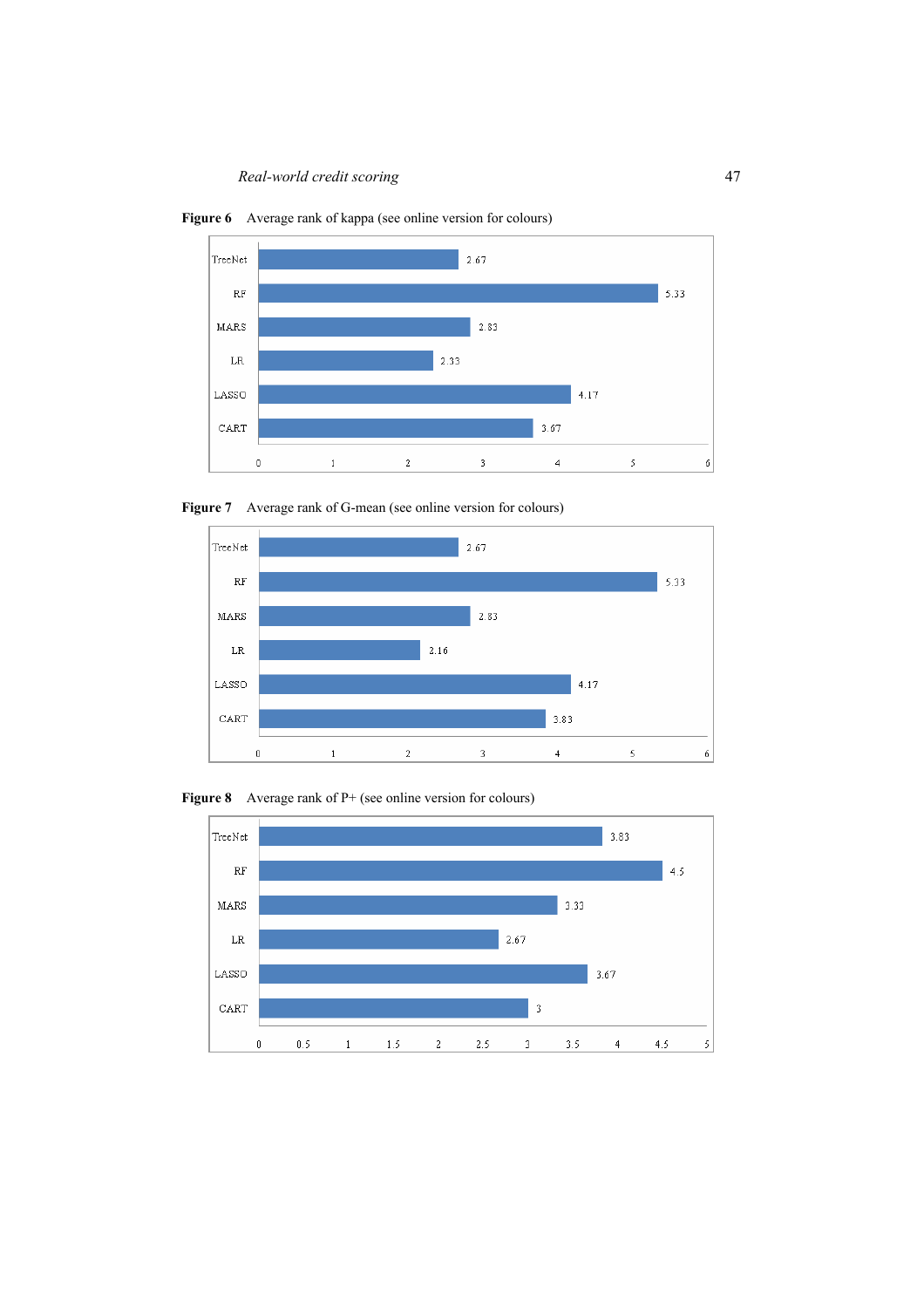**Figure 6** Average rank of kappa (see online version for colours)

| Model | Average rank |
|---|---|
| TreeNet | 2.67 |
| RF | 5.33 |
| MARS | 2.83 |
| LR | 2.33 |
| LASSO | 4.17 |
| CART | 3.67 |

**Figure 7** Average rank of G-mean (see online version for colours)

| Model | Average rank |
|---|---|
| TreeNet | 2.67 |
| RF | 5.33 |
| MARS | 2.83 |
| LR | 2.16 |
| LASSO | 4.17 |
| CART | 3.83 |

**Figure 8** Average rank of P+ (see online version for colours)

| Model | Average rank |
|---|---|
| TreeNet | 3.83 |
| RF | 4.5 |
| MARS | 3.33 |
| LR | 2.67 |
| LASSO | 3.67 |
| CART | 3 |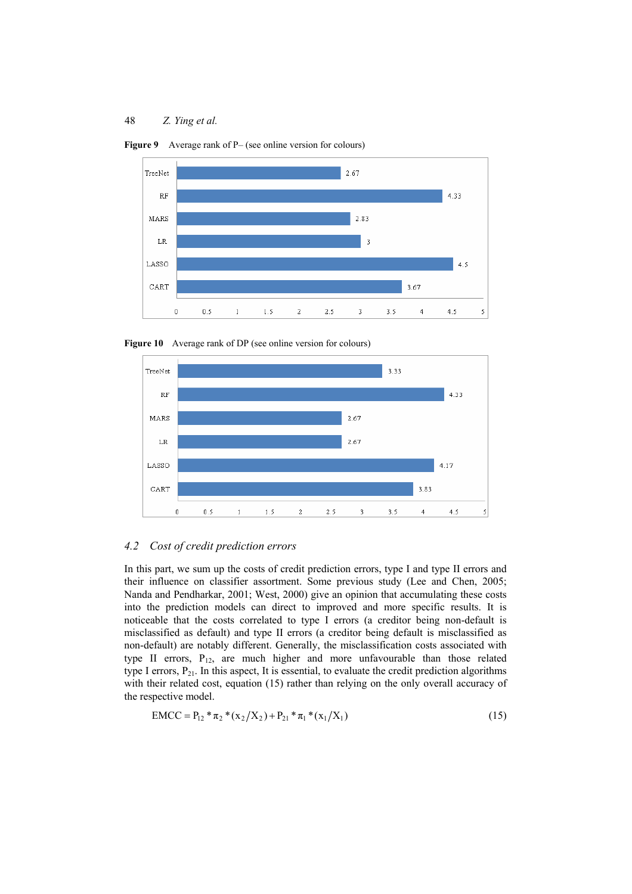**Figure 9** Average rank of P– (see online version for colours)

| Model | Average rank |
|---|---|
| TreeNet | 2.67 |
| RF | 4.33 |
| MARS | 2.83 |
| LR | 3 |
| LASSO | 4.5 |
| CART | 3.67 |

**Figure 10** Average rank of DP (see online version for colours)

| Model | Average rank |
|---|---|
| TreeNet | 3.33 |
| RF | 4.33 |
| MARS | 2.67 |
| LR | 2.67 |
| LASSO | 4.17 |
| CART | 3.83 |

### *4.2 Cost of credit prediction errors*

In this part, we sum up the costs of credit prediction errors, type I and type II errors and their influence on classifier assortment. Some previous study (Lee and Chen, 2005; Nanda and Pendharkar, 2001; West, 2000) give an opinion that accumulating these costs into the prediction models can direct to improved and more specific results. It is noticeable that the costs correlated to type I errors (a creditor being non-default is misclassified as default) and type II errors (a creditor being default is misclassified as non-default) are notably different. Generally, the misclassification costs associated with type II errors, $P_{12}$, are much higher and more unfavourable than those related type I errors, $P_{21}$. In this aspect, It is essential, to evaluate the credit prediction algorithms with their related cost, equation (15) rather than relying on the only overall accuracy of the respective model.

$$\text{EMCC} = P_{12} * \pi_2 * (x_2/X_2) + P_{21} * \pi_1 * (x_1/X_1) \tag{15}$$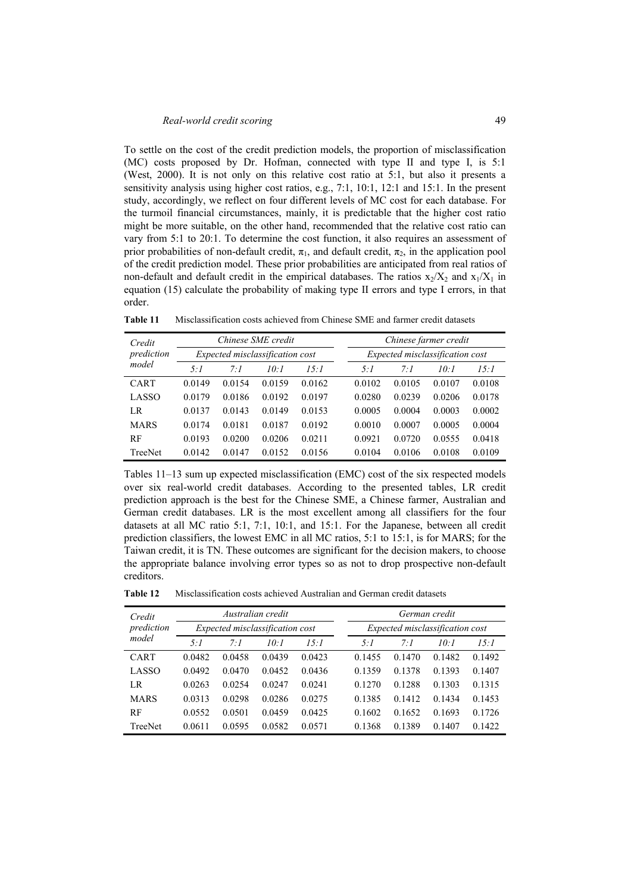To settle on the cost of the credit prediction models, the proportion of misclassification (MC) costs proposed by Dr. Hofman, connected with type II and type I, is 5:1 (West, 2000). It is not only on this relative cost ratio at 5:1, but also it presents a sensitivity analysis using higher cost ratios, e.g., 7:1, 10:1, 12:1 and 15:1. In the present study, accordingly, we reflect on four different levels of MC cost for each database. For the turmoil financial circumstances, mainly, it is predictable that the higher cost ratio might be more suitable, on the other hand, recommended that the relative cost ratio can vary from 5:1 to 20:1. To determine the cost function, it also requires an assessment of prior probabilities of non-default credit, $\pi_1$, and default credit, $\pi_2$, in the application pool of the credit prediction model. These prior probabilities are anticipated from real ratios of non-default and default credit in the empirical databases. The ratios $x_2/X_2$ and $x_1/X_1$ in equation (15) calculate the probability of making type II errors and type I errors, in that order.

**Table 11** Misclassification costs achieved from Chinese SME and farmer credit datasets

| *Credit prediction model* | *Chinese SME credit* | | | | *Chinese farmer credit* | | | |
|---|---|---|---|---|---|---|---|---|
| | *Expected misclassification cost* | | | | *Expected misclassification cost* | | | |
| | *5:1* | *7:1* | *10:1* | *15:1* | *5:1* | *7:1* | *10:1* | *15:1* |
| CART | 0.0149 | 0.0154 | 0.0159 | 0.0162 | 0.0102 | 0.0105 | 0.0107 | 0.0108 |
| LASSO | 0.0179 | 0.0186 | 0.0192 | 0.0197 | 0.0280 | 0.0239 | 0.0206 | 0.0178 |
| LR | 0.0137 | 0.0143 | 0.0149 | 0.0153 | 0.0005 | 0.0004 | 0.0003 | 0.0002 |
| MARS | 0.0174 | 0.0181 | 0.0187 | 0.0192 | 0.0010 | 0.0007 | 0.0005 | 0.0004 |
| RF | 0.0193 | 0.0200 | 0.0206 | 0.0211 | 0.0921 | 0.0720 | 0.0555 | 0.0418 |
| TreeNet | 0.0142 | 0.0147 | 0.0152 | 0.0156 | 0.0104 | 0.0106 | 0.0108 | 0.0109 |

Tables 11–13 sum up expected misclassification (EMC) cost of the six respected models over six real-world credit databases. According to the presented tables, LR credit prediction approach is the best for the Chinese SME, a Chinese farmer, Australian and German credit databases. LR is the most excellent among all classifiers for the four datasets at all MC ratio 5:1, 7:1, 10:1, and 15:1. For the Japanese, between all credit prediction classifiers, the lowest EMC in all MC ratios, 5:1 to 15:1, is for MARS; for the Taiwan credit, it is TN. These outcomes are significant for the decision makers, to choose the appropriate balance involving error types so as not to drop prospective non-default creditors.

**Table 12** Misclassification costs achieved Australian and German credit datasets

| *Credit prediction model* | *Australian credit* | | | | *German credit* | | | |
|---|---|---|---|---|---|---|---|---|
| | *Expected misclassification cost* | | | | *Expected misclassification cost* | | | |
| | *5:1* | *7:1* | *10:1* | *15:1* | *5:1* | *7:1* | *10:1* | *15:1* |
| CART | 0.0482 | 0.0458 | 0.0439 | 0.0423 | 0.1455 | 0.1470 | 0.1482 | 0.1492 |
| LASSO | 0.0492 | 0.0470 | 0.0452 | 0.0436 | 0.1359 | 0.1378 | 0.1393 | 0.1407 |
| LR | 0.0263 | 0.0254 | 0.0247 | 0.0241 | 0.1270 | 0.1288 | 0.1303 | 0.1315 |
| MARS | 0.0313 | 0.0298 | 0.0286 | 0.0275 | 0.1385 | 0.1412 | 0.1434 | 0.1453 |
| RF | 0.0552 | 0.0501 | 0.0459 | 0.0425 | 0.1602 | 0.1652 | 0.1693 | 0.1726 |
| TreeNet | 0.0611 | 0.0595 | 0.0582 | 0.0571 | 0.1368 | 0.1389 | 0.1407 | 0.1422 |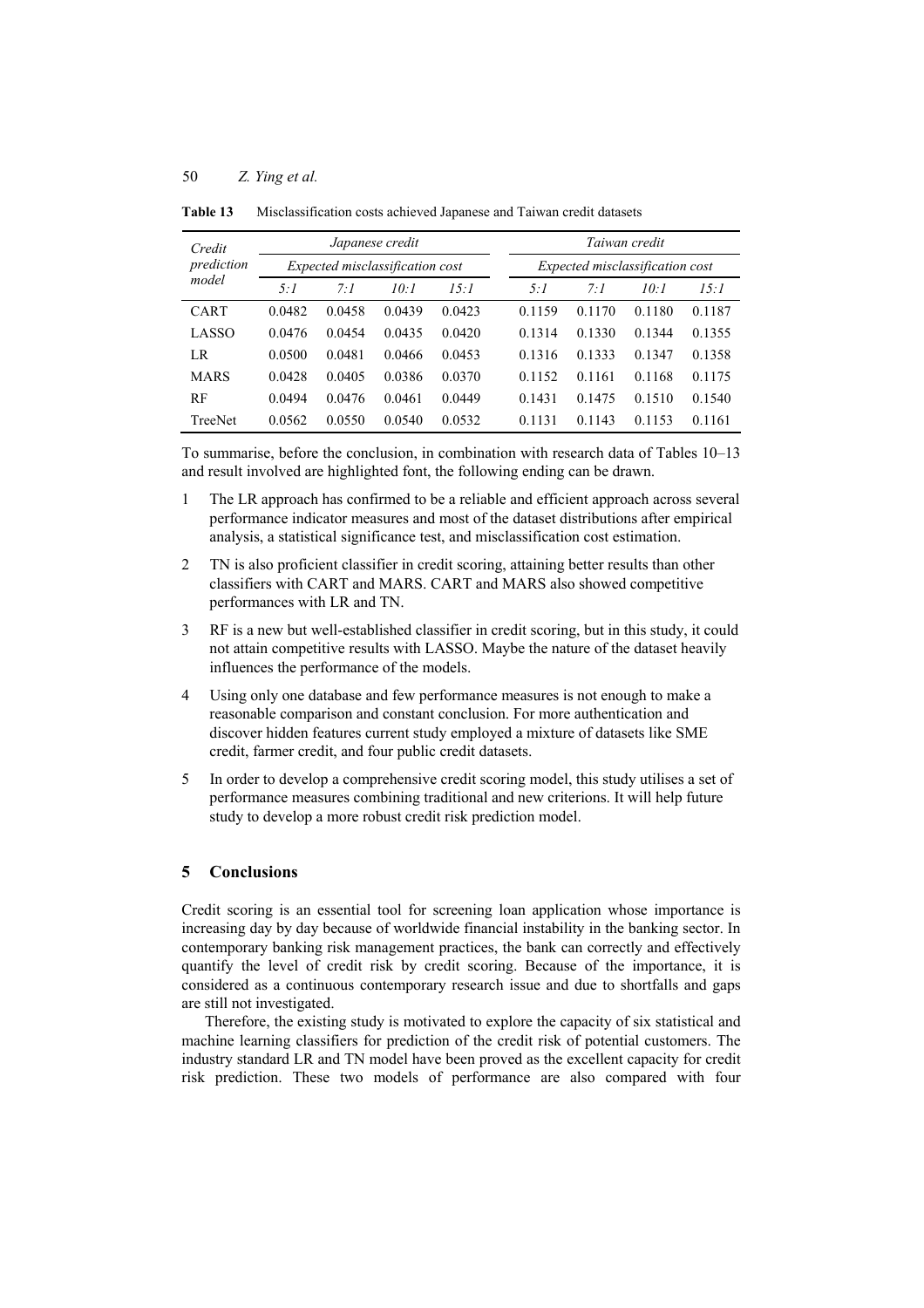**Table 13** Misclassification costs achieved Japanese and Taiwan credit datasets

| *Credit prediction model* | *Japanese credit* | | | | *Taiwan credit* | | | |
|---|---|---|---|---|---|---|---|---|
| | *Expected misclassification cost* | | | | *Expected misclassification cost* | | | |
| | *5:1* | *7:1* | *10:1* | *15:1* | *5:1* | *7:1* | *10:1* | *15:1* |
| CART | 0.0482 | 0.0458 | 0.0439 | 0.0423 | 0.1159 | 0.1170 | 0.1180 | 0.1187 |
| LASSO | 0.0476 | 0.0454 | 0.0435 | 0.0420 | 0.1314 | 0.1330 | 0.1344 | 0.1355 |
| LR | 0.0500 | 0.0481 | 0.0466 | 0.0453 | 0.1316 | 0.1333 | 0.1347 | 0.1358 |
| MARS | 0.0428 | 0.0405 | 0.0386 | 0.0370 | 0.1152 | 0.1161 | 0.1168 | 0.1175 |
| RF | 0.0494 | 0.0476 | 0.0461 | 0.0449 | 0.1431 | 0.1475 | 0.1510 | 0.1540 |
| TreeNet | 0.0562 | 0.0550 | 0.0540 | 0.0532 | 0.1131 | 0.1143 | 0.1153 | 0.1161 |

To summarise, before the conclusion, in combination with research data of Tables 10–13 and result involved are highlighted font, the following ending can be drawn.

1. The LR approach has confirmed to be a reliable and efficient approach across several performance indicator measures and most of the dataset distributions after empirical analysis, a statistical significance test, and misclassification cost estimation.
2. TN is also proficient classifier in credit scoring, attaining better results than other classifiers with CART and MARS. CART and MARS also showed competitive performances with LR and TN.
3. RF is a new but well-established classifier in credit scoring, but in this study, it could not attain competitive results with LASSO. Maybe the nature of the dataset heavily influences the performance of the models.
4. Using only one database and few performance measures is not enough to make a reasonable comparison and constant conclusion. For more authentication and discover hidden features current study employed a mixture of datasets like SME credit, farmer credit, and four public credit datasets.
5. In order to develop a comprehensive credit scoring model, this study utilises a set of performance measures combining traditional and new criterions. It will help future study to develop a more robust credit risk prediction model.

## 5 Conclusions

Credit scoring is an essential tool for screening loan application whose importance is increasing day by day because of worldwide financial instability in the banking sector. In contemporary banking risk management practices, the bank can correctly and effectively quantify the level of credit risk by credit scoring. Because of the importance, it is considered as a continuous contemporary research issue and due to shortfalls and gaps are still not investigated.

Therefore, the existing study is motivated to explore the capacity of six statistical and machine learning classifiers for prediction of the credit risk of potential customers. The industry standard LR and TN model have been proved as the excellent capacity for credit risk prediction. These two models of performance are also compared with four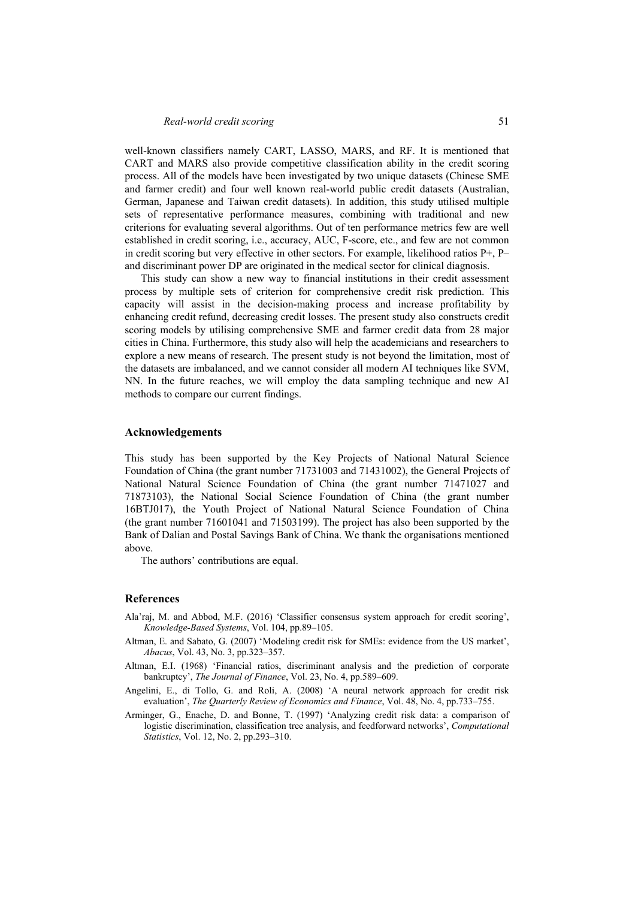well-known classifiers namely CART, LASSO, MARS, and RF. It is mentioned that CART and MARS also provide competitive classification ability in the credit scoring process. All of the models have been investigated by two unique datasets (Chinese SME and farmer credit) and four well known real-world public credit datasets (Australian, German, Japanese and Taiwan credit datasets). In addition, this study utilised multiple sets of representative performance measures, combining with traditional and new criterions for evaluating several algorithms. Out of ten performance metrics few are well established in credit scoring, i.e., accuracy, AUC, F-score, etc., and few are not common in credit scoring but very effective in other sectors. For example, likelihood ratios P+, P– and discriminant power DP are originated in the medical sector for clinical diagnosis.

This study can show a new way to financial institutions in their credit assessment process by multiple sets of criterion for comprehensive credit risk prediction. This capacity will assist in the decision-making process and increase profitability by enhancing credit refund, decreasing credit losses. The present study also constructs credit scoring models by utilising comprehensive SME and farmer credit data from 28 major cities in China. Furthermore, this study also will help the academicians and researchers to explore a new means of research. The present study is not beyond the limitation, most of the datasets are imbalanced, and we cannot consider all modern AI techniques like SVM, NN. In the future reaches, we will employ the data sampling technique and new AI methods to compare our current findings.

## Acknowledgements

This study has been supported by the Key Projects of National Natural Science Foundation of China (the grant number 71731003 and 71431002), the General Projects of National Natural Science Foundation of China (the grant number 71471027 and 71873103), the National Social Science Foundation of China (the grant number 16BTJ017), the Youth Project of National Natural Science Foundation of China (the grant number 71601041 and 71503199). The project has also been supported by the Bank of Dalian and Postal Savings Bank of China. We thank the organisations mentioned above.

The authors' contributions are equal.

## References

Ala'raj, M. and Abbod, M.F. (2016) 'Classifier consensus system approach for credit scoring', *Knowledge-Based Systems*, Vol. 104, pp.89–105.

Altman, E. and Sabato, G. (2007) 'Modeling credit risk for SMEs: evidence from the US market', *Abacus*, Vol. 43, No. 3, pp.323–357.

Altman, E.I. (1968) 'Financial ratios, discriminant analysis and the prediction of corporate bankruptcy', *The Journal of Finance*, Vol. 23, No. 4, pp.589–609.

Angelini, E., di Tollo, G. and Roli, A. (2008) 'A neural network approach for credit risk evaluation', *The Quarterly Review of Economics and Finance*, Vol. 48, No. 4, pp.733–755.

Arminger, G., Enache, D. and Bonne, T. (1997) 'Analyzing credit risk data: a comparison of logistic discrimination, classification tree analysis, and feedforward networks', *Computational Statistics*, Vol. 12, No. 2, pp.293–310.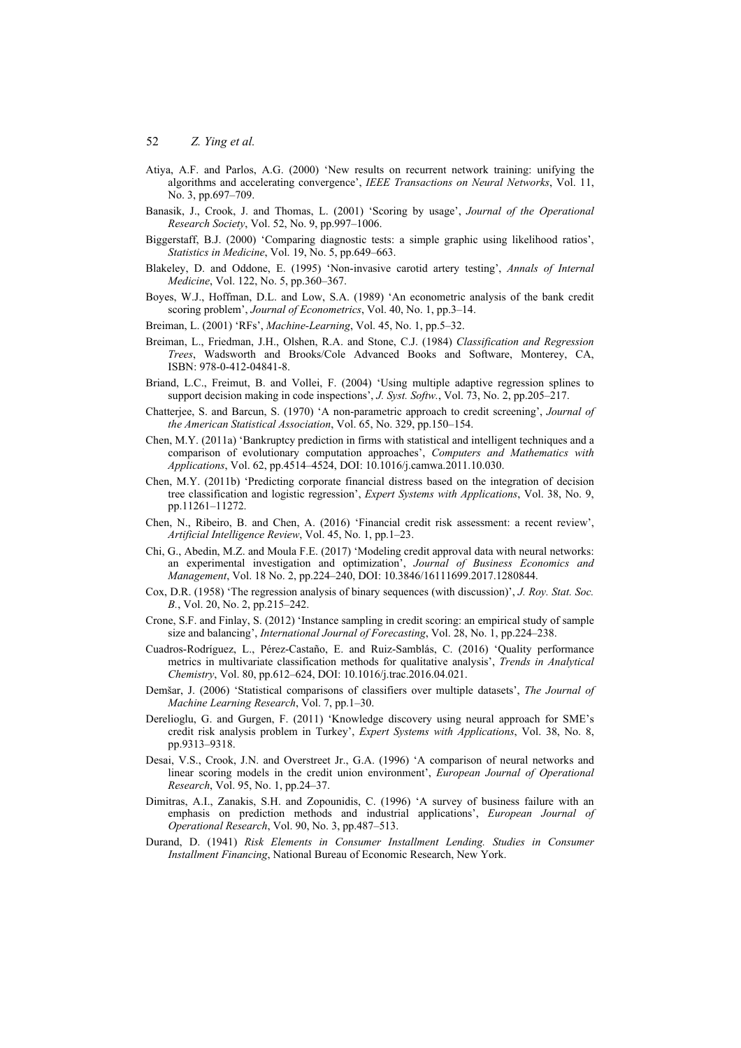Atiya, A.F. and Parlos, A.G. (2000) 'New results on recurrent network training: unifying the algorithms and accelerating convergence', *IEEE Transactions on Neural Networks*, Vol. 11, No. 3, pp.697–709.

Banasik, J., Crook, J. and Thomas, L. (2001) 'Scoring by usage', *Journal of the Operational Research Society*, Vol. 52, No. 9, pp.997–1006.

Biggerstaff, B.J. (2000) 'Comparing diagnostic tests: a simple graphic using likelihood ratios', *Statistics in Medicine*, Vol. 19, No. 5, pp.649–663.

Blakeley, D. and Oddone, E. (1995) 'Non-invasive carotid artery testing', *Annals of Internal Medicine*, Vol. 122, No. 5, pp.360–367.

Boyes, W.J., Hoffman, D.L. and Low, S.A. (1989) 'An econometric analysis of the bank credit scoring problem', *Journal of Econometrics*, Vol. 40, No. 1, pp.3–14.

Breiman, L. (2001) 'RFs', *Machine-Learning*, Vol. 45, No. 1, pp.5–32.

Breiman, L., Friedman, J.H., Olshen, R.A. and Stone, C.J. (1984) *Classification and Regression Trees*, Wadsworth and Brooks/Cole Advanced Books and Software, Monterey, CA, ISBN: 978-0-412-04841-8.

Briand, L.C., Freimut, B. and Vollei, F. (2004) 'Using multiple adaptive regression splines to support decision making in code inspections', *J. Syst. Softw.*, Vol. 73, No. 2, pp.205–217.

Chatterjee, S. and Barcun, S. (1970) 'A non-parametric approach to credit screening', *Journal of the American Statistical Association*, Vol. 65, No. 329, pp.150–154.

Chen, M.Y. (2011a) 'Bankruptcy prediction in firms with statistical and intelligent techniques and a comparison of evolutionary computation approaches', *Computers and Mathematics with Applications*, Vol. 62, pp.4514–4524, DOI: 10.1016/j.camwa.2011.10.030.

Chen, M.Y. (2011b) 'Predicting corporate financial distress based on the integration of decision tree classification and logistic regression', *Expert Systems with Applications*, Vol. 38, No. 9, pp.11261–11272.

Chen, N., Ribeiro, B. and Chen, A. (2016) 'Financial credit risk assessment: a recent review', *Artificial Intelligence Review*, Vol. 45, No. 1, pp.1–23.

Chi, G., Abedin, M.Z. and Moula F.E. (2017) 'Modeling credit approval data with neural networks: an experimental investigation and optimization', *Journal of Business Economics and Management*, Vol. 18 No. 2, pp.224–240, DOI: 10.3846/16111699.2017.1280844.

Cox, D.R. (1958) 'The regression analysis of binary sequences (with discussion)', *J. Roy. Stat. Soc. B.*, Vol. 20, No. 2, pp.215–242.

Crone, S.F. and Finlay, S. (2012) 'Instance sampling in credit scoring: an empirical study of sample size and balancing', *International Journal of Forecasting*, Vol. 28, No. 1, pp.224–238.

Cuadros-Rodríguez, L., Pérez-Castaño, E. and Ruiz-Samblás, C. (2016) 'Quality performance metrics in multivariate classification methods for qualitative analysis', *Trends in Analytical Chemistry*, Vol. 80, pp.612–624, DOI: 10.1016/j.trac.2016.04.021.

Demšar, J. (2006) 'Statistical comparisons of classifiers over multiple datasets', *The Journal of Machine Learning Research*, Vol. 7, pp.1–30.

Derelioglu, G. and Gurgen, F. (2011) 'Knowledge discovery using neural approach for SME's credit risk analysis problem in Turkey', *Expert Systems with Applications*, Vol. 38, No. 8, pp.9313–9318.

Desai, V.S., Crook, J.N. and Overstreet Jr., G.A. (1996) 'A comparison of neural networks and linear scoring models in the credit union environment', *European Journal of Operational Research*, Vol. 95, No. 1, pp.24–37.

Dimitras, A.I., Zanakis, S.H. and Zopounidis, C. (1996) 'A survey of business failure with an emphasis on prediction methods and industrial applications', *European Journal of Operational Research*, Vol. 90, No. 3, pp.487–513.

Durand, D. (1941) *Risk Elements in Consumer Installment Lending. Studies in Consumer Installment Financing*, National Bureau of Economic Research, New York.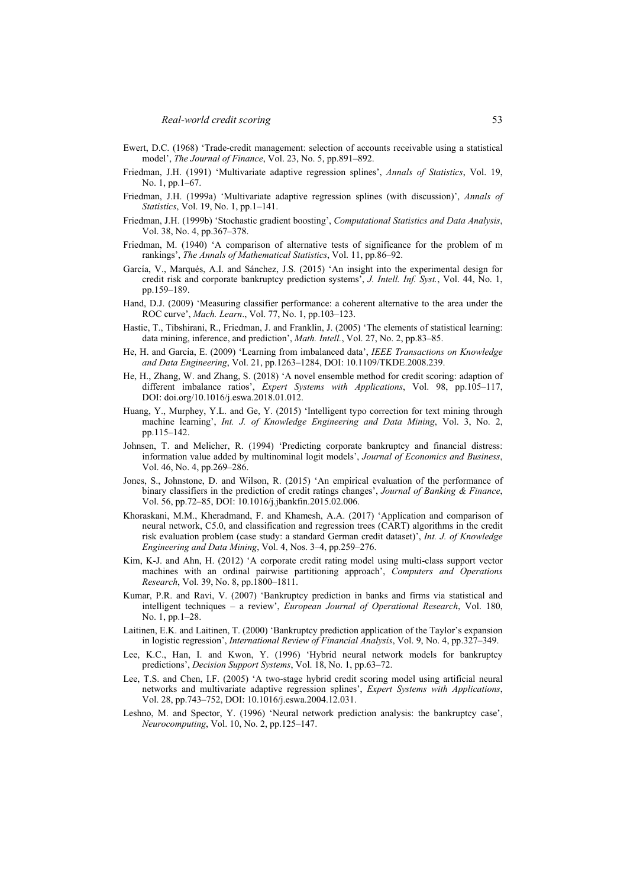Ewert, D.C. (1968) 'Trade-credit management: selection of accounts receivable using a statistical model', *The Journal of Finance*, Vol. 23, No. 5, pp.891–892.

Friedman, J.H. (1991) 'Multivariate adaptive regression splines', *Annals of Statistics*, Vol. 19, No. 1, pp.1–67.

Friedman, J.H. (1999a) 'Multivariate adaptive regression splines (with discussion)', *Annals of Statistics*, Vol. 19, No. 1, pp.1–141.

Friedman, J.H. (1999b) 'Stochastic gradient boosting', *Computational Statistics and Data Analysis*, Vol. 38, No. 4, pp.367–378.

Friedman, M. (1940) 'A comparison of alternative tests of significance for the problem of m rankings', *The Annals of Mathematical Statistics*, Vol. 11, pp.86–92.

García, V., Marqués, A.I. and Sánchez, J.S. (2015) 'An insight into the experimental design for credit risk and corporate bankruptcy prediction systems', *J. Intell. Inf. Syst.*, Vol. 44, No. 1, pp.159–189.

Hand, D.J. (2009) 'Measuring classifier performance: a coherent alternative to the area under the ROC curve', *Mach. Learn*., Vol. 77, No. 1, pp.103–123.

Hastie, T., Tibshirani, R., Friedman, J. and Franklin, J. (2005) 'The elements of statistical learning: data mining, inference, and prediction', *Math. Intell.*, Vol. 27, No. 2, pp.83–85.

He, H. and Garcia, E. (2009) 'Learning from imbalanced data', *IEEE Transactions on Knowledge and Data Engineering*, Vol. 21, pp.1263–1284, DOI: 10.1109/TKDE.2008.239.

He, H., Zhang, W. and Zhang, S. (2018) 'A novel ensemble method for credit scoring: adaption of different imbalance ratios', *Expert Systems with Applications*, Vol. 98, pp.105–117, DOI: doi.org/10.1016/j.eswa.2018.01.012.

Huang, Y., Murphey, Y.L. and Ge, Y. (2015) 'Intelligent typo correction for text mining through machine learning', *Int. J. of Knowledge Engineering and Data Mining*, Vol. 3, No. 2, pp.115–142.

Johnsen, T. and Melicher, R. (1994) 'Predicting corporate bankruptcy and financial distress: information value added by multinominal logit models', *Journal of Economics and Business*, Vol. 46, No. 4, pp.269–286.

Jones, S., Johnstone, D. and Wilson, R. (2015) 'An empirical evaluation of the performance of binary classifiers in the prediction of credit ratings changes', *Journal of Banking & Finance*, Vol. 56, pp.72–85, DOI: 10.1016/j.jbankfin.2015.02.006.

Khoraskani, M.M., Kheradmand, F. and Khamesh, A.A. (2017) 'Application and comparison of neural network, C5.0, and classification and regression trees (CART) algorithms in the credit risk evaluation problem (case study: a standard German credit dataset)', *Int. J. of Knowledge Engineering and Data Mining*, Vol. 4, Nos. 3–4, pp.259–276.

Kim, K-J. and Ahn, H. (2012) 'A corporate credit rating model using multi-class support vector machines with an ordinal pairwise partitioning approach', *Computers and Operations Research*, Vol. 39, No. 8, pp.1800–1811.

Kumar, P.R. and Ravi, V. (2007) 'Bankruptcy prediction in banks and firms via statistical and intelligent techniques – a review', *European Journal of Operational Research*, Vol. 180, No. 1, pp.1–28.

Laitinen, E.K. and Laitinen, T. (2000) 'Bankruptcy prediction application of the Taylor's expansion in logistic regression', *International Review of Financial Analysis*, Vol. 9, No. 4, pp.327–349.

Lee, K.C., Han, I. and Kwon, Y. (1996) 'Hybrid neural network models for bankruptcy predictions', *Decision Support Systems*, Vol. 18, No. 1, pp.63–72.

Lee, T.S. and Chen, I.F. (2005) 'A two-stage hybrid credit scoring model using artificial neural networks and multivariate adaptive regression splines', *Expert Systems with Applications*, Vol. 28, pp.743–752, DOI: 10.1016/j.eswa.2004.12.031.

Leshno, M. and Spector, Y. (1996) 'Neural network prediction analysis: the bankruptcy case', *Neurocomputing*, Vol. 10, No. 2, pp.125–147.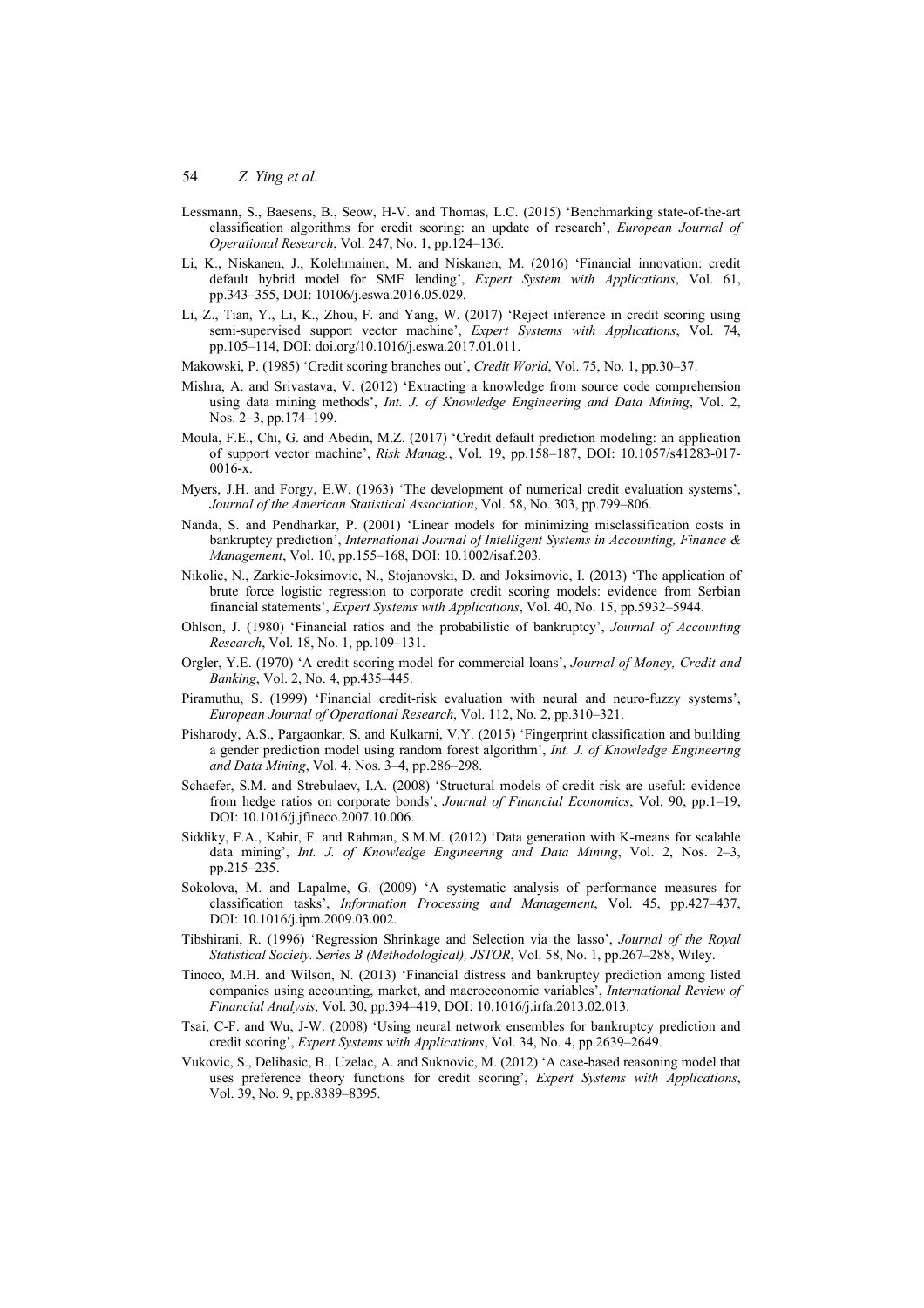Lessmann, S., Baesens, B., Seow, H-V. and Thomas, L.C. (2015) 'Benchmarking state-of-the-art classification algorithms for credit scoring: an update of research', *European Journal of Operational Research*, Vol. 247, No. 1, pp.124–136.

Li, K., Niskanen, J., Kolehmainen, M. and Niskanen, M. (2016) 'Financial innovation: credit default hybrid model for SME lending', *Expert System with Applications*, Vol. 61, pp.343–355, DOI: 10106/j.eswa.2016.05.029.

Li, Z., Tian, Y., Li, K., Zhou, F. and Yang, W. (2017) 'Reject inference in credit scoring using semi-supervised support vector machine', *Expert Systems with Applications*, Vol. 74, pp.105–114, DOI: doi.org/10.1016/j.eswa.2017.01.011.

Makowski, P. (1985) 'Credit scoring branches out', *Credit World*, Vol. 75, No. 1, pp.30–37.

Mishra, A. and Srivastava, V. (2012) 'Extracting a knowledge from source code comprehension using data mining methods', *Int. J. of Knowledge Engineering and Data Mining*, Vol. 2, Nos. 2–3, pp.174–199.

Moula, F.E., Chi, G. and Abedin, M.Z. (2017) 'Credit default prediction modeling: an application of support vector machine', *Risk Manag.*, Vol. 19, pp.158–187, DOI: 10.1057/s41283-017-0016-x.

Myers, J.H. and Forgy, E.W. (1963) 'The development of numerical credit evaluation systems', *Journal of the American Statistical Association*, Vol. 58, No. 303, pp.799–806.

Nanda, S. and Pendharkar, P. (2001) 'Linear models for minimizing misclassification costs in bankruptcy prediction', *International Journal of Intelligent Systems in Accounting, Finance & Management*, Vol. 10, pp.155–168, DOI: 10.1002/isaf.203.

Nikolic, N., Zarkic-Joksimovic, N., Stojanovski, D. and Joksimovic, I. (2013) 'The application of brute force logistic regression to corporate credit scoring models: evidence from Serbian financial statements', *Expert Systems with Applications*, Vol. 40, No. 15, pp.5932–5944.

Ohlson, J. (1980) 'Financial ratios and the probabilistic of bankruptcy', *Journal of Accounting Research*, Vol. 18, No. 1, pp.109–131.

Orgler, Y.E. (1970) 'A credit scoring model for commercial loans', *Journal of Money, Credit and Banking*, Vol. 2, No. 4, pp.435–445.

Piramuthu, S. (1999) 'Financial credit-risk evaluation with neural and neuro-fuzzy systems', *European Journal of Operational Research*, Vol. 112, No. 2, pp.310–321.

Pisharody, A.S., Pargaonkar, S. and Kulkarni, V.Y. (2015) 'Fingerprint classification and building a gender prediction model using random forest algorithm', *Int. J. of Knowledge Engineering and Data Mining*, Vol. 4, Nos. 3–4, pp.286–298.

Schaefer, S.M. and Strebulaev, I.A. (2008) 'Structural models of credit risk are useful: evidence from hedge ratios on corporate bonds', *Journal of Financial Economics*, Vol. 90, pp.1–19, DOI: 10.1016/j.jfineco.2007.10.006.

Siddiky, F.A., Kabir, F. and Rahman, S.M.M. (2012) 'Data generation with K-means for scalable data mining', *Int. J. of Knowledge Engineering and Data Mining*, Vol. 2, Nos. 2–3, pp.215–235.

Sokolova, M. and Lapalme, G. (2009) 'A systematic analysis of performance measures for classification tasks', *Information Processing and Management*, Vol. 45, pp.427–437, DOI: 10.1016/j.ipm.2009.03.002.

Tibshirani, R. (1996) 'Regression Shrinkage and Selection via the lasso', *Journal of the Royal Statistical Society. Series B (Methodological), JSTOR*, Vol. 58, No. 1, pp.267–288, Wiley.

Tinoco, M.H. and Wilson, N. (2013) 'Financial distress and bankruptcy prediction among listed companies using accounting, market, and macroeconomic variables', *International Review of Financial Analysis*, Vol. 30, pp.394–419, DOI: 10.1016/j.irfa.2013.02.013.

Tsai, C-F. and Wu, J-W. (2008) 'Using neural network ensembles for bankruptcy prediction and credit scoring', *Expert Systems with Applications*, Vol. 34, No. 4, pp.2639–2649.

Vukovic, S., Delibasic, B., Uzelac, A. and Suknovic, M. (2012) 'A case-based reasoning model that uses preference theory functions for credit scoring', *Expert Systems with Applications*, Vol. 39, No. 9, pp.8389–8395.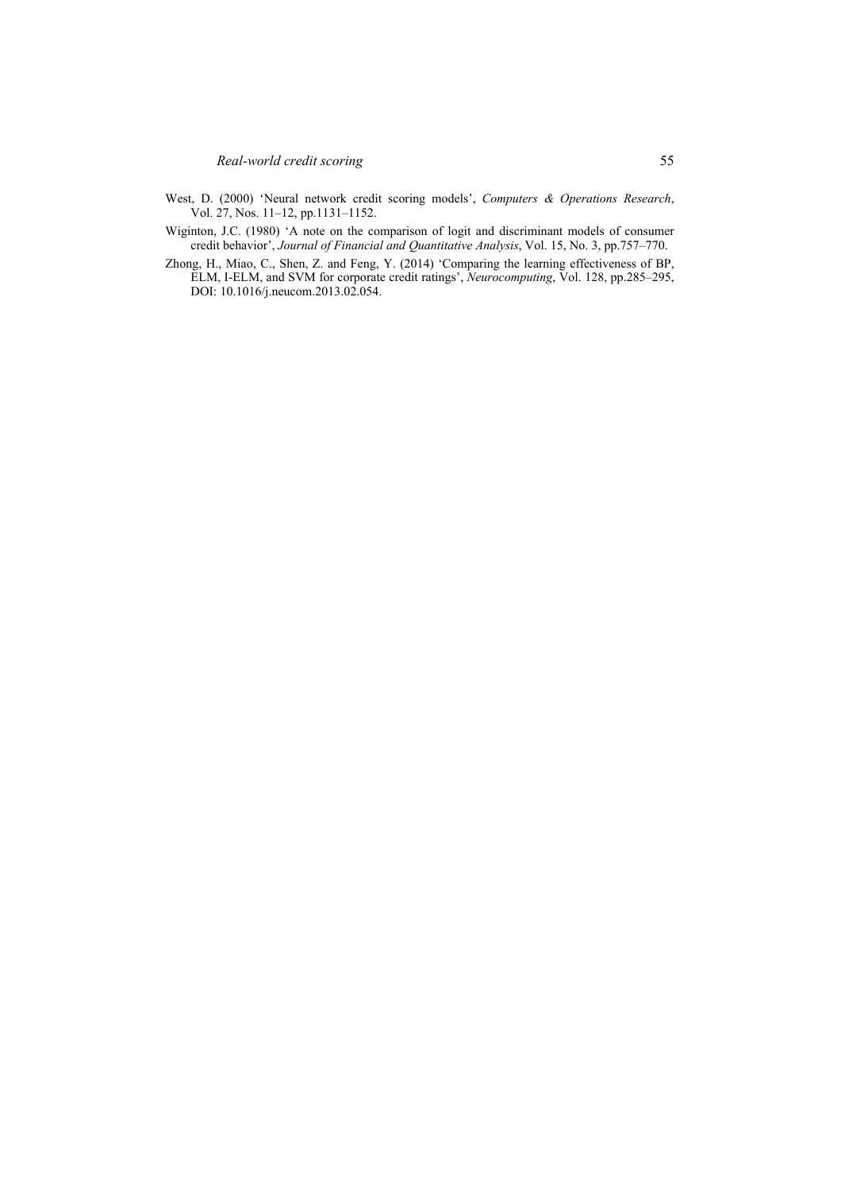West, D. (2000) 'Neural network credit scoring models', *Computers & Operations Research*, Vol. 27, Nos. 11–12, pp.1131–1152.

Wiginton, J.C. (1980) 'A note on the comparison of logit and discriminant models of consumer credit behavior', *Journal of Financial and Quantitative Analysis*, Vol. 15, No. 3, pp.757–770.

Zhong, H., Miao, C., Shen, Z. and Feng, Y. (2014) 'Comparing the learning effectiveness of BP, ELM, I-ELM, and SVM for corporate credit ratings', *Neurocomputing*, Vol. 128, pp.285–295, DOI: 10.1016/j.neucom.2013.02.054.